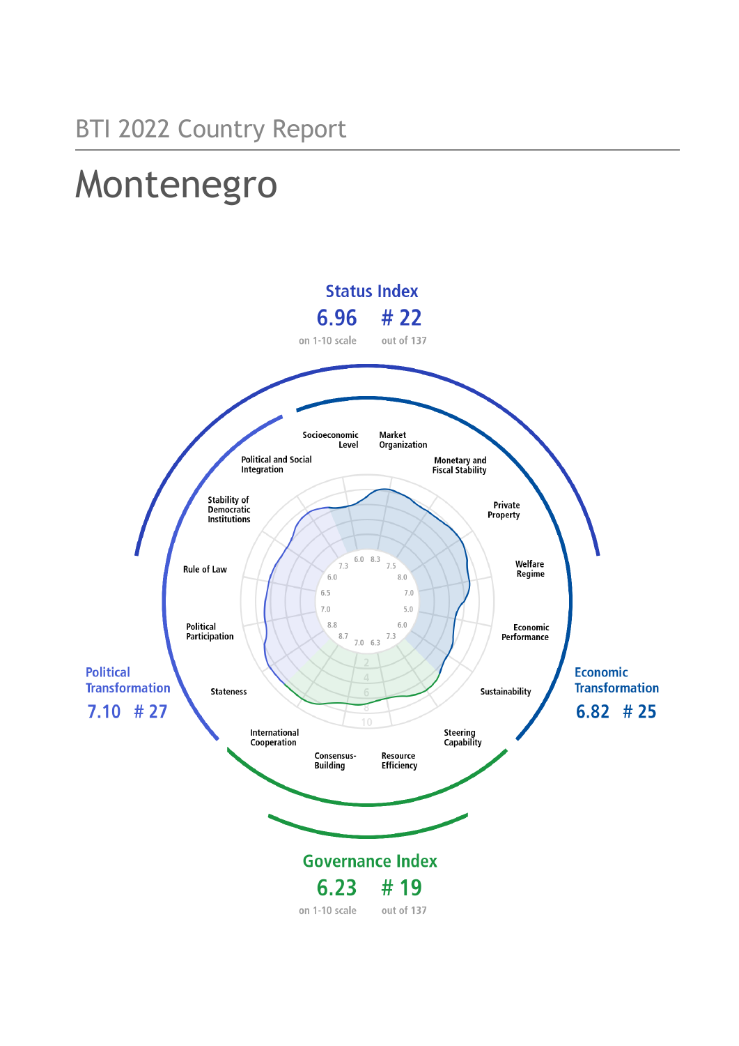BTI 2022 Country Report

# Montenegro

## Status Index

**6.96** on 1-10 scale

**# 22** out of 137

## Political Transformation

**7.10** **# 27**

## Economic Transformation

**6.82** **# 25**

## Governance Index

**6.23** on 1-10 scale

**# 19** out of 137

| Criterion | Score |
|---|---|
| Stateness | 8.8 |
| Political Participation | 7.0 |
| Rule of Law | 6.5 |
| Stability of Democratic Institutions | 6.0 |
| Political and Social Integration | 7.3 |
| Socioeconomic Level | 6.0 |
| Market Organization | 8.3 |
| Monetary and Fiscal Stability | 7.5 |
| Private Property | 8.0 |
| Welfare Regime | 7.0 |
| Economic Performance | 5.0 |
| Sustainability | 6.0 |
| Steering Capability | 7.3 |
| Resource Efficiency | 6.3 |
| Consensus-Building | 7.0 |
| International Cooperation | 8.7 |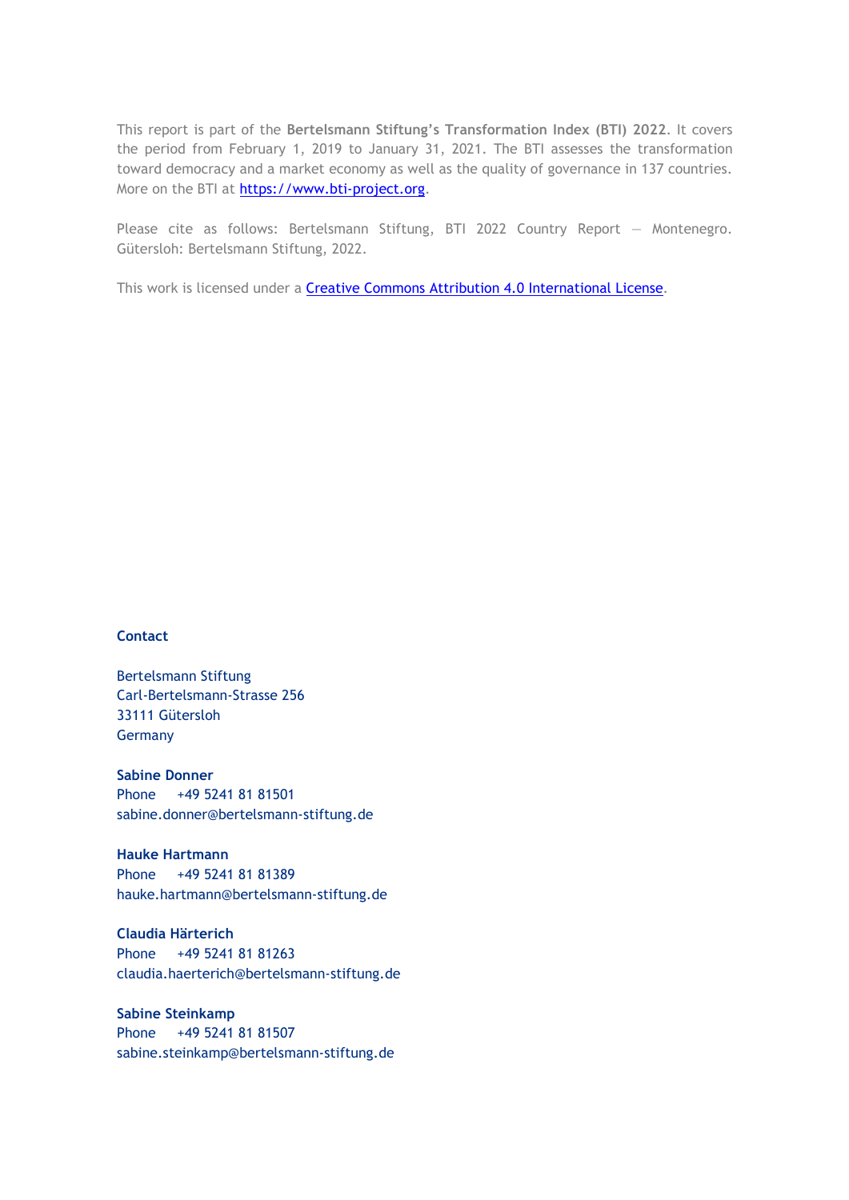This report is part of the **Bertelsmann Stiftung's Transformation Index (BTI) 2022**. It covers the period from February 1, 2019 to January 31, 2021. The BTI assesses the transformation toward democracy and a market economy as well as the quality of governance in 137 countries. More on the BTI at [https://www.bti-project.org](https://www.bti-project.org).

Please cite as follows: Bertelsmann Stiftung, BTI 2022 Country Report — Montenegro. Gütersloh: Bertelsmann Stiftung, 2022.

This work is licensed under a [Creative Commons Attribution 4.0 International License](https://creativecommons.org/licenses/by/4.0/).

**Contact**

Bertelsmann Stiftung
Carl-Bertelsmann-Strasse 256
33111 Gütersloh
Germany

**Sabine Donner**
Phone +49 5241 81 81501
sabine.donner@bertelsmann-stiftung.de

**Hauke Hartmann**
Phone +49 5241 81 81389
hauke.hartmann@bertelsmann-stiftung.de

**Claudia Härterich**
Phone +49 5241 81 81263
claudia.haerterich@bertelsmann-stiftung.de

**Sabine Steinkamp**
Phone +49 5241 81 81507
sabine.steinkamp@bertelsmann-stiftung.de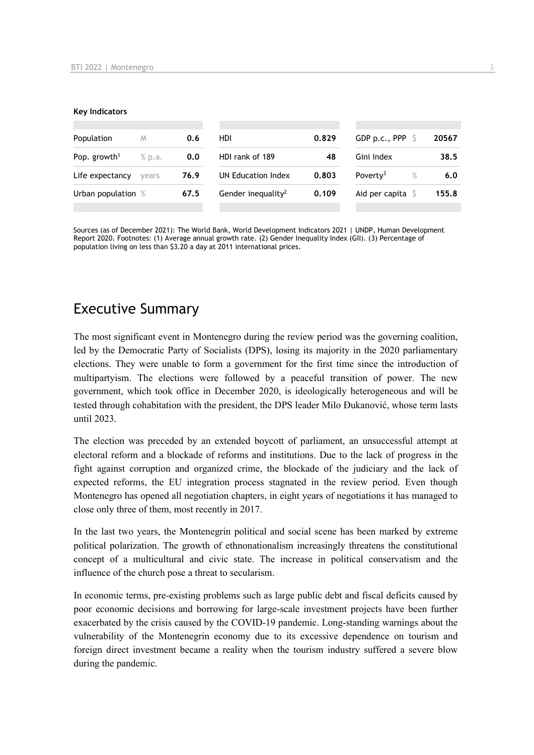**Key Indicators**

| | | | | | | | |
|---|---|---|---|---|---|---|---|
| Population | M | 0.6 | HDI | 0.829 | GDP p.c., PPP | $ | 20567 |
| Pop. growth[1] | % p.a. | 0.0 | HDI rank of 189 | 48 | Gini Index | | 38.5 |
| Life expectancy | years | 76.9 | UN Education Index | 0.803 | Poverty[3] | % | 6.0 |
| Urban population | % | 67.5 | Gender inequality[2] | 0.109 | Aid per capita | $ | 155.8 |

Sources (as of December 2021): The World Bank, World Development Indicators 2021 | UNDP, Human Development Report 2020. Footnotes: (1) Average annual growth rate. (2) Gender Inequality Index (GII). (3) Percentage of population living on less than $3.20 a day at 2011 international prices.

# Executive Summary

The most significant event in Montenegro during the review period was the governing coalition, led by the Democratic Party of Socialists (DPS), losing its majority in the 2020 parliamentary elections. They were unable to form a government for the first time since the introduction of multipartyism. The elections were followed by a peaceful transition of power. The new government, which took office in December 2020, is ideologically heterogeneous and will be tested through cohabitation with the president, the DPS leader Milo Đukanović, whose term lasts until 2023.

The election was preceded by an extended boycott of parliament, an unsuccessful attempt at electoral reform and a blockade of reforms and institutions. Due to the lack of progress in the fight against corruption and organized crime, the blockade of the judiciary and the lack of expected reforms, the EU integration process stagnated in the review period. Even though Montenegro has opened all negotiation chapters, in eight years of negotiations it has managed to close only three of them, most recently in 2017.

In the last two years, the Montenegrin political and social scene has been marked by extreme political polarization. The growth of ethnonationalism increasingly threatens the constitutional concept of a multicultural and civic state. The increase in political conservatism and the influence of the church pose a threat to secularism.

In economic terms, pre-existing problems such as large public debt and fiscal deficits caused by poor economic decisions and borrowing for large-scale investment projects have been further exacerbated by the crisis caused by the COVID-19 pandemic. Long-standing warnings about the vulnerability of the Montenegrin economy due to its excessive dependence on tourism and foreign direct investment became a reality when the tourism industry suffered a severe blow during the pandemic.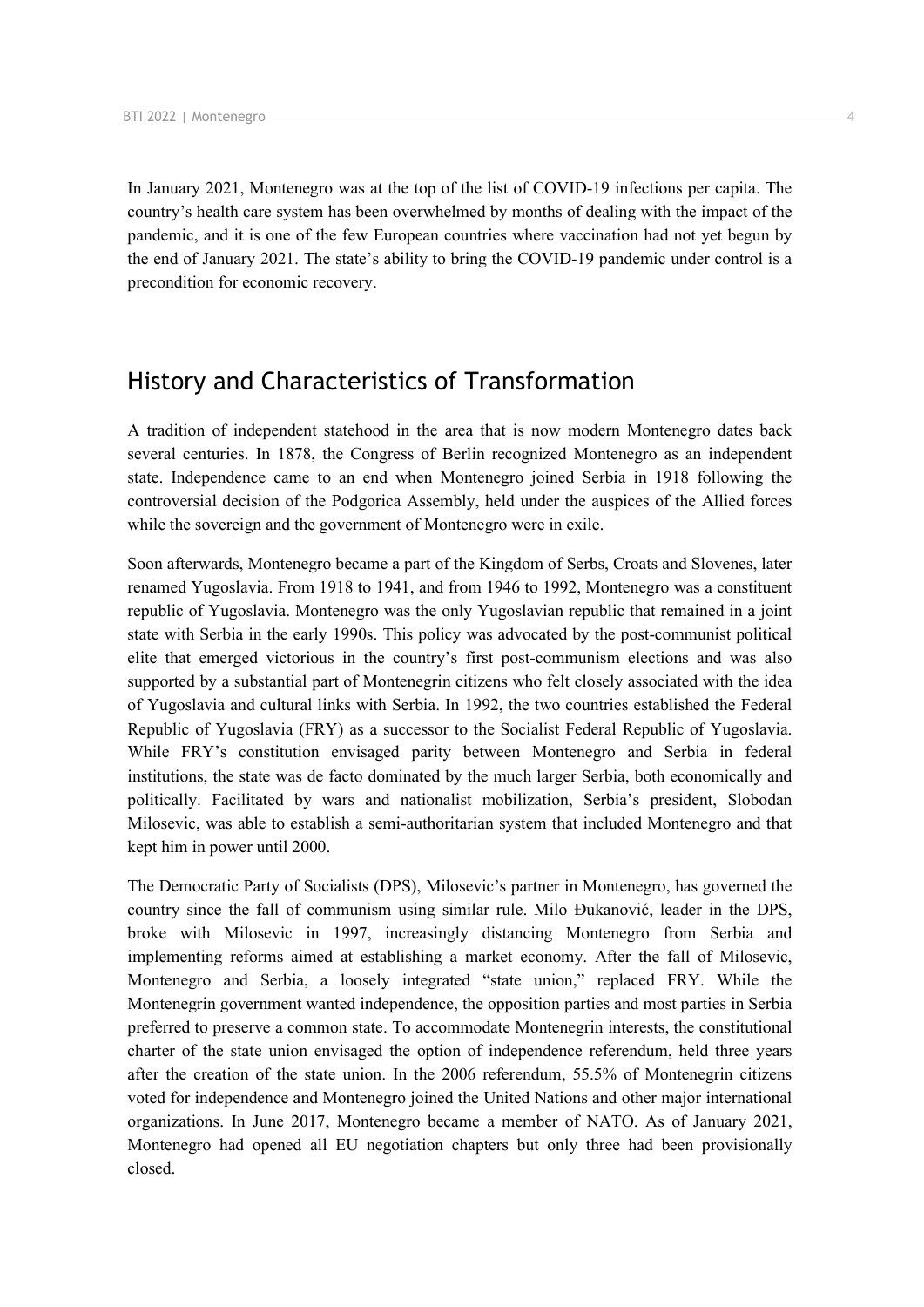In January 2021, Montenegro was at the top of the list of COVID-19 infections per capita. The country's health care system has been overwhelmed by months of dealing with the impact of the pandemic, and it is one of the few European countries where vaccination had not yet begun by the end of January 2021. The state's ability to bring the COVID-19 pandemic under control is a precondition for economic recovery.

## History and Characteristics of Transformation

A tradition of independent statehood in the area that is now modern Montenegro dates back several centuries. In 1878, the Congress of Berlin recognized Montenegro as an independent state. Independence came to an end when Montenegro joined Serbia in 1918 following the controversial decision of the Podgorica Assembly, held under the auspices of the Allied forces while the sovereign and the government of Montenegro were in exile.

Soon afterwards, Montenegro became a part of the Kingdom of Serbs, Croats and Slovenes, later renamed Yugoslavia. From 1918 to 1941, and from 1946 to 1992, Montenegro was a constituent republic of Yugoslavia. Montenegro was the only Yugoslavian republic that remained in a joint state with Serbia in the early 1990s. This policy was advocated by the post-communist political elite that emerged victorious in the country's first post-communism elections and was also supported by a substantial part of Montenegrin citizens who felt closely associated with the idea of Yugoslavia and cultural links with Serbia. In 1992, the two countries established the Federal Republic of Yugoslavia (FRY) as a successor to the Socialist Federal Republic of Yugoslavia. While FRY's constitution envisaged parity between Montenegro and Serbia in federal institutions, the state was de facto dominated by the much larger Serbia, both economically and politically. Facilitated by wars and nationalist mobilization, Serbia's president, Slobodan Milosevic, was able to establish a semi-authoritarian system that included Montenegro and that kept him in power until 2000.

The Democratic Party of Socialists (DPS), Milosevic's partner in Montenegro, has governed the country since the fall of communism using similar rule. Milo Đukanović, leader in the DPS, broke with Milosevic in 1997, increasingly distancing Montenegro from Serbia and implementing reforms aimed at establishing a market economy. After the fall of Milosevic, Montenegro and Serbia, a loosely integrated "state union," replaced FRY. While the Montenegrin government wanted independence, the opposition parties and most parties in Serbia preferred to preserve a common state. To accommodate Montenegrin interests, the constitutional charter of the state union envisaged the option of independence referendum, held three years after the creation of the state union. In the 2006 referendum, 55.5% of Montenegrin citizens voted for independence and Montenegro joined the United Nations and other major international organizations. In June 2017, Montenegro became a member of NATO. As of January 2021, Montenegro had opened all EU negotiation chapters but only three had been provisionally closed.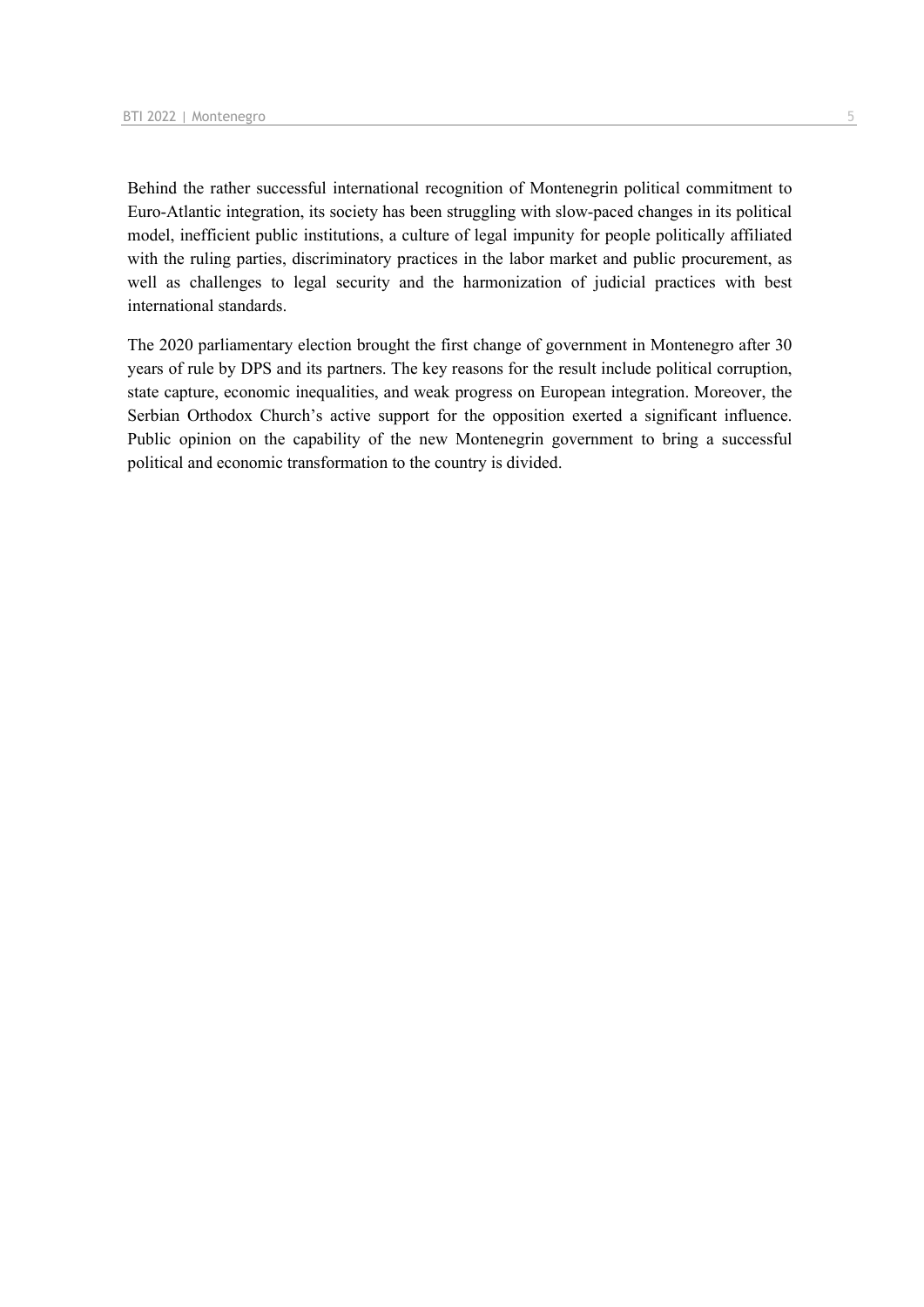Behind the rather successful international recognition of Montenegrin political commitment to Euro-Atlantic integration, its society has been struggling with slow-paced changes in its political model, inefficient public institutions, a culture of legal impunity for people politically affiliated with the ruling parties, discriminatory practices in the labor market and public procurement, as well as challenges to legal security and the harmonization of judicial practices with best international standards.

The 2020 parliamentary election brought the first change of government in Montenegro after 30 years of rule by DPS and its partners. The key reasons for the result include political corruption, state capture, economic inequalities, and weak progress on European integration. Moreover, the Serbian Orthodox Church's active support for the opposition exerted a significant influence. Public opinion on the capability of the new Montenegrin government to bring a successful political and economic transformation to the country is divided.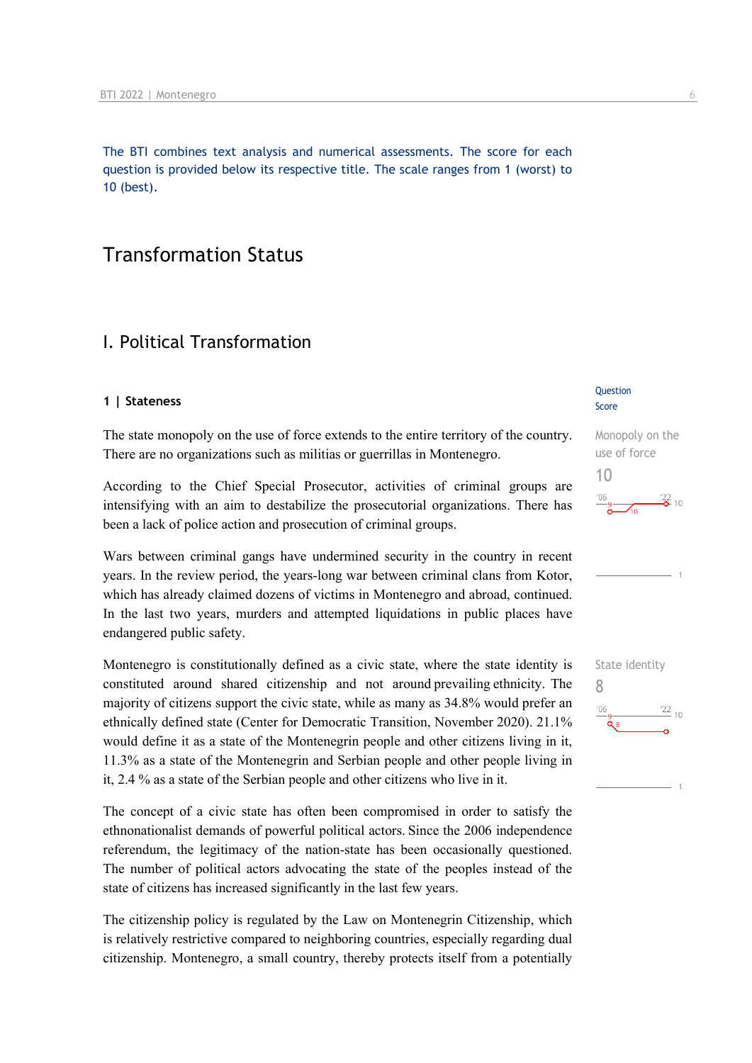The BTI combines text analysis and numerical assessments. The score for each question is provided below its respective title. The scale ranges from 1 (worst) to 10 (best).

# Transformation Status

## I. Political Transformation

### 1 | Stateness

Question Score

**Monopoly on the use of force**
10

The state monopoly on the use of force extends to the entire territory of the country. There are no organizations such as militias or guerrillas in Montenegro.

According to the Chief Special Prosecutor, activities of criminal groups are intensifying with an aim to destabilize the prosecutorial organizations. There has been a lack of police action and prosecution of criminal groups.

Wars between criminal gangs have undermined security in the country in recent years. In the review period, the years-long war between criminal clans from Kotor, which has already claimed dozens of victims in Montenegro and abroad, continued. In the last two years, murders and attempted liquidations in public places have endangered public safety.

**State identity**
8

Montenegro is constitutionally defined as a civic state, where the state identity is constituted around shared citizenship and not around prevailing ethnicity. The majority of citizens support the civic state, while as many as 34.8% would prefer an ethnically defined state (Center for Democratic Transition, November 2020). 21.1% would define it as a state of the Montenegrin people and other citizens living in it, 11.3% as a state of the Montenegrin and Serbian people and other people living in it, 2.4 % as a state of the Serbian people and other citizens who live in it.

The concept of a civic state has often been compromised in order to satisfy the ethnonationalist demands of powerful political actors. Since the 2006 independence referendum, the legitimacy of the nation-state has been occasionally questioned. The number of political actors advocating the state of the peoples instead of the state of citizens has increased significantly in the last few years.

The citizenship policy is regulated by the Law on Montenegrin Citizenship, which is relatively restrictive compared to neighboring countries, especially regarding dual citizenship. Montenegro, a small country, thereby protects itself from a potentially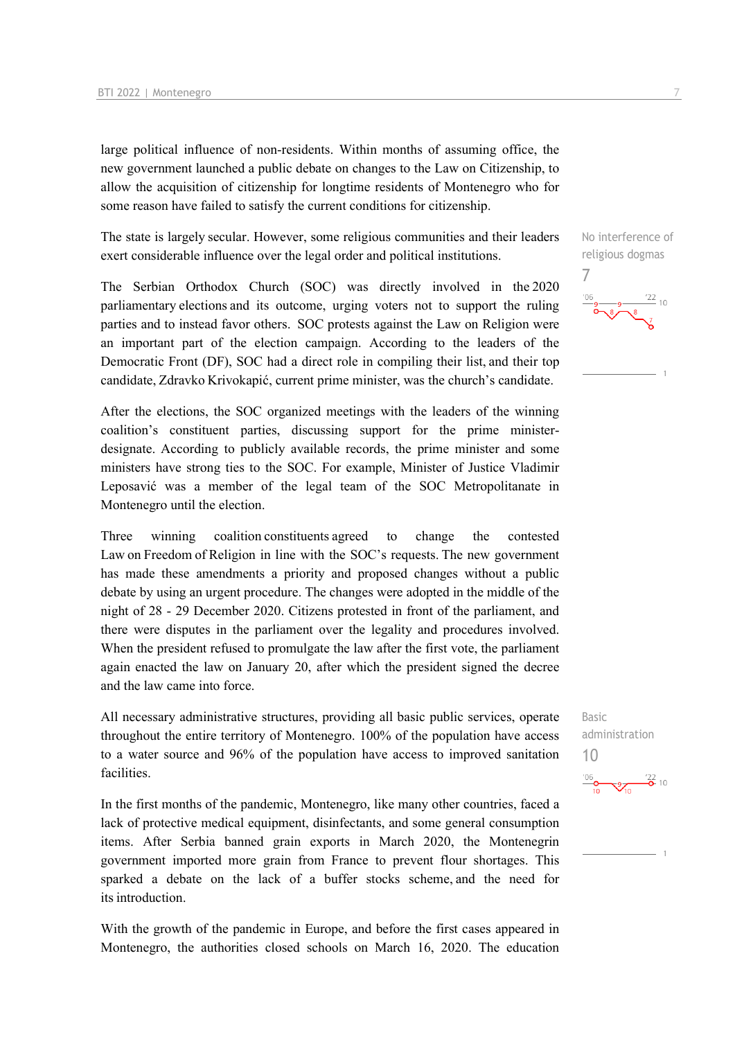large political influence of non-residents. Within months of assuming office, the new government launched a public debate on changes to the Law on Citizenship, to allow the acquisition of citizenship for longtime residents of Montenegro who for some reason have failed to satisfy the current conditions for citizenship.

No interference of religious dogmas
7

The state is largely secular. However, some religious communities and their leaders exert considerable influence over the legal order and political institutions.

The Serbian Orthodox Church (SOC) was directly involved in the 2020 parliamentary elections and its outcome, urging voters not to support the ruling parties and to instead favor others. SOC protests against the Law on Religion were an important part of the election campaign. According to the leaders of the Democratic Front (DF), SOC had a direct role in compiling their list, and their top candidate, Zdravko Krivokapić, current prime minister, was the church's candidate.

After the elections, the SOC organized meetings with the leaders of the winning coalition's constituent parties, discussing support for the prime minister-designate. According to publicly available records, the prime minister and some ministers have strong ties to the SOC. For example, Minister of Justice Vladimir Leposavić was a member of the legal team of the SOC Metropolitanate in Montenegro until the election.

Three winning coalition constituents agreed to change the contested Law on Freedom of Religion in line with the SOC's requests. The new government has made these amendments a priority and proposed changes without a public debate by using an urgent procedure. The changes were adopted in the middle of the night of 28 - 29 December 2020. Citizens protested in front of the parliament, and there were disputes in the parliament over the legality and procedures involved. When the president refused to promulgate the law after the first vote, the parliament again enacted the law on January 20, after which the president signed the decree and the law came into force.

Basic administration
10

All necessary administrative structures, providing all basic public services, operate throughout the entire territory of Montenegro. 100% of the population have access to a water source and 96% of the population have access to improved sanitation facilities.

In the first months of the pandemic, Montenegro, like many other countries, faced a lack of protective medical equipment, disinfectants, and some general consumption items. After Serbia banned grain exports in March 2020, the Montenegrin government imported more grain from France to prevent flour shortages. This sparked a debate on the lack of a buffer stocks scheme, and the need for its introduction.

With the growth of the pandemic in Europe, and before the first cases appeared in Montenegro, the authorities closed schools on March 16, 2020. The education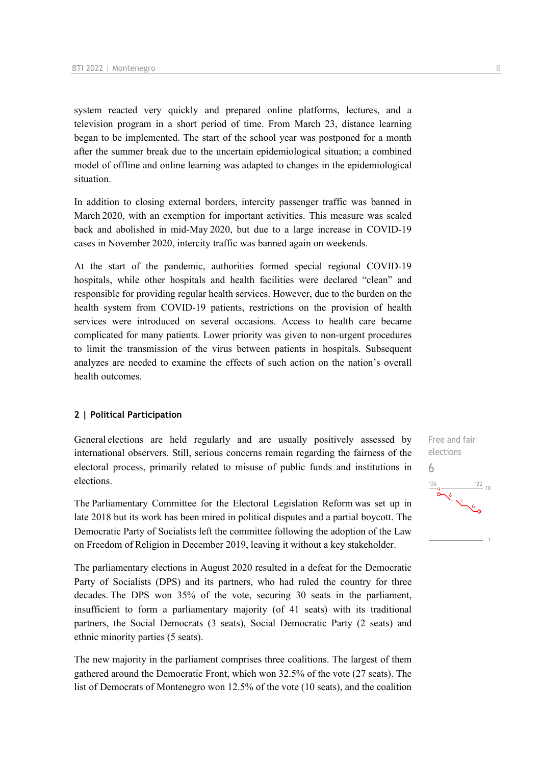system reacted very quickly and prepared online platforms, lectures, and a television program in a short period of time. From March 23, distance learning began to be implemented. The start of the school year was postponed for a month after the summer break due to the uncertain epidemiological situation; a combined model of offline and online learning was adapted to changes in the epidemiological situation.

In addition to closing external borders, intercity passenger traffic was banned in March 2020, with an exemption for important activities. This measure was scaled back and abolished in mid-May 2020, but due to a large increase in COVID-19 cases in November 2020, intercity traffic was banned again on weekends.

At the start of the pandemic, authorities formed special regional COVID-19 hospitals, while other hospitals and health facilities were declared "clean" and responsible for providing regular health services. However, due to the burden on the health system from COVID-19 patients, restrictions on the provision of health services were introduced on several occasions. Access to health care became complicated for many patients. Lower priority was given to non-urgent procedures to limit the transmission of the virus between patients in hospitals. Subsequent analyzes are needed to examine the effects of such action on the nation's overall health outcomes.

## 2 | Political Participation

Free and fair elections

6

General elections are held regularly and are usually positively assessed by international observers. Still, serious concerns remain regarding the fairness of the electoral process, primarily related to misuse of public funds and institutions in elections.

The Parliamentary Committee for the Electoral Legislation Reform was set up in late 2018 but its work has been mired in political disputes and a partial boycott. The Democratic Party of Socialists left the committee following the adoption of the Law on Freedom of Religion in December 2019, leaving it without a key stakeholder.

The parliamentary elections in August 2020 resulted in a defeat for the Democratic Party of Socialists (DPS) and its partners, who had ruled the country for three decades. The DPS won 35% of the vote, securing 30 seats in the parliament, insufficient to form a parliamentary majority (of 41 seats) with its traditional partners, the Social Democrats (3 seats), Social Democratic Party (2 seats) and ethnic minority parties (5 seats).

The new majority in the parliament comprises three coalitions. The largest of them gathered around the Democratic Front, which won 32.5% of the vote (27 seats). The list of Democrats of Montenegro won 12.5% of the vote (10 seats), and the coalition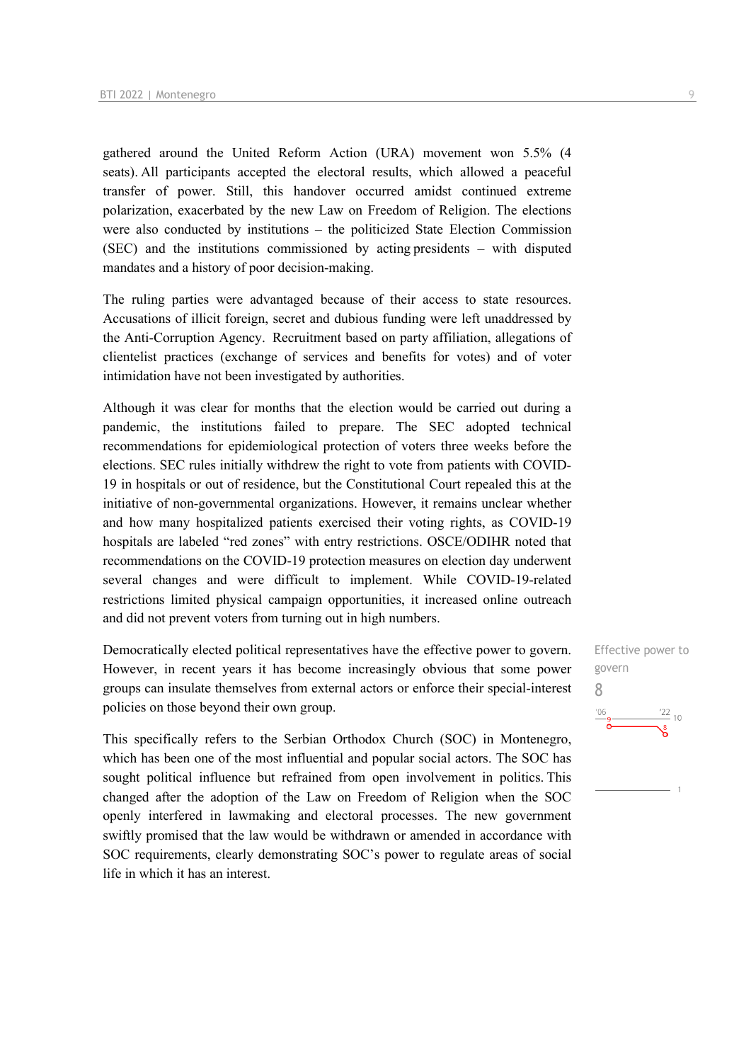gathered around the United Reform Action (URA) movement won 5.5% (4 seats). All participants accepted the electoral results, which allowed a peaceful transfer of power. Still, this handover occurred amidst continued extreme polarization, exacerbated by the new Law on Freedom of Religion. The elections were also conducted by institutions – the politicized State Election Commission (SEC) and the institutions commissioned by acting presidents – with disputed mandates and a history of poor decision-making.

The ruling parties were advantaged because of their access to state resources. Accusations of illicit foreign, secret and dubious funding were left unaddressed by the Anti-Corruption Agency. Recruitment based on party affiliation, allegations of clientelist practices (exchange of services and benefits for votes) and of voter intimidation have not been investigated by authorities.

Although it was clear for months that the election would be carried out during a pandemic, the institutions failed to prepare. The SEC adopted technical recommendations for epidemiological protection of voters three weeks before the elections. SEC rules initially withdrew the right to vote from patients with COVID-19 in hospitals or out of residence, but the Constitutional Court repealed this at the initiative of non-governmental organizations. However, it remains unclear whether and how many hospitalized patients exercised their voting rights, as COVID-19 hospitals are labeled "red zones" with entry restrictions. OSCE/ODIHR noted that recommendations on the COVID-19 protection measures on election day underwent several changes and were difficult to implement. While COVID-19-related restrictions limited physical campaign opportunities, it increased online outreach and did not prevent voters from turning out in high numbers.

Effective power to govern
8

Democratically elected political representatives have the effective power to govern. However, in recent years it has become increasingly obvious that some power groups can insulate themselves from external actors or enforce their special-interest policies on those beyond their own group.

This specifically refers to the Serbian Orthodox Church (SOC) in Montenegro, which has been one of the most influential and popular social actors. The SOC has sought political influence but refrained from open involvement in politics. This changed after the adoption of the Law on Freedom of Religion when the SOC openly interfered in lawmaking and electoral processes. The new government swiftly promised that the law would be withdrawn or amended in accordance with SOC requirements, clearly demonstrating SOC's power to regulate areas of social life in which it has an interest.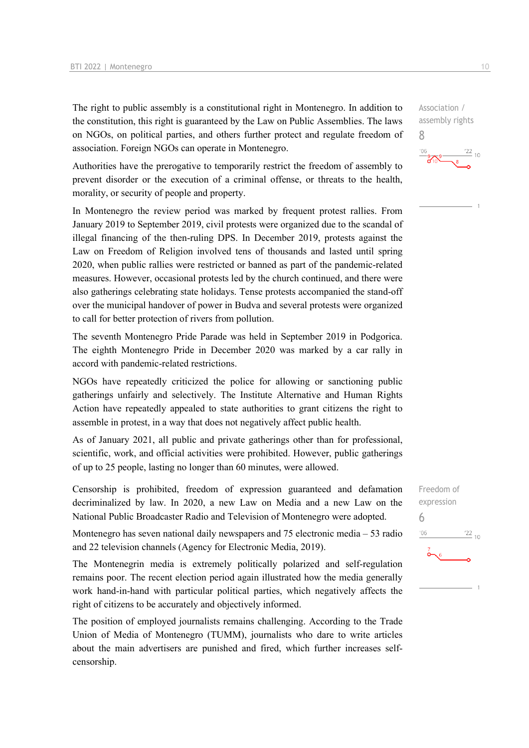The right to public assembly is a constitutional right in Montenegro. In addition to the constitution, this right is guaranteed by the Law on Public Assemblies. The laws on NGOs, on political parties, and others further protect and regulate freedom of association. Foreign NGOs can operate in Montenegro.

Association / assembly rights
8

Authorities have the prerogative to temporarily restrict the freedom of assembly to prevent disorder or the execution of a criminal offense, or threats to the health, morality, or security of people and property.

In Montenegro the review period was marked by frequent protest rallies. From January 2019 to September 2019, civil protests were organized due to the scandal of illegal financing of the then-ruling DPS. In December 2019, protests against the Law on Freedom of Religion involved tens of thousands and lasted until spring 2020, when public rallies were restricted or banned as part of the pandemic-related measures. However, occasional protests led by the church continued, and there were also gatherings celebrating state holidays. Tense protests accompanied the stand-off over the municipal handover of power in Budva and several protests were organized to call for better protection of rivers from pollution.

The seventh Montenegro Pride Parade was held in September 2019 in Podgorica. The eighth Montenegro Pride in December 2020 was marked by a car rally in accord with pandemic-related restrictions.

NGOs have repeatedly criticized the police for allowing or sanctioning public gatherings unfairly and selectively. The Institute Alternative and Human Rights Action have repeatedly appealed to state authorities to grant citizens the right to assemble in protest, in a way that does not negatively affect public health.

As of January 2021, all public and private gatherings other than for professional, scientific, work, and official activities were prohibited. However, public gatherings of up to 25 people, lasting no longer than 60 minutes, were allowed.

Censorship is prohibited, freedom of expression guaranteed and defamation decriminalized by law. In 2020, a new Law on Media and a new Law on the National Public Broadcaster Radio and Television of Montenegro were adopted.

Freedom of expression
6

Montenegro has seven national daily newspapers and 75 electronic media – 53 radio and 22 television channels (Agency for Electronic Media, 2019).

The Montenegrin media is extremely politically polarized and self-regulation remains poor. The recent election period again illustrated how the media generally work hand-in-hand with particular political parties, which negatively affects the right of citizens to be accurately and objectively informed.

The position of employed journalists remains challenging. According to the Trade Union of Media of Montenegro (TUMM), journalists who dare to write articles about the main advertisers are punished and fired, which further increases self-censorship.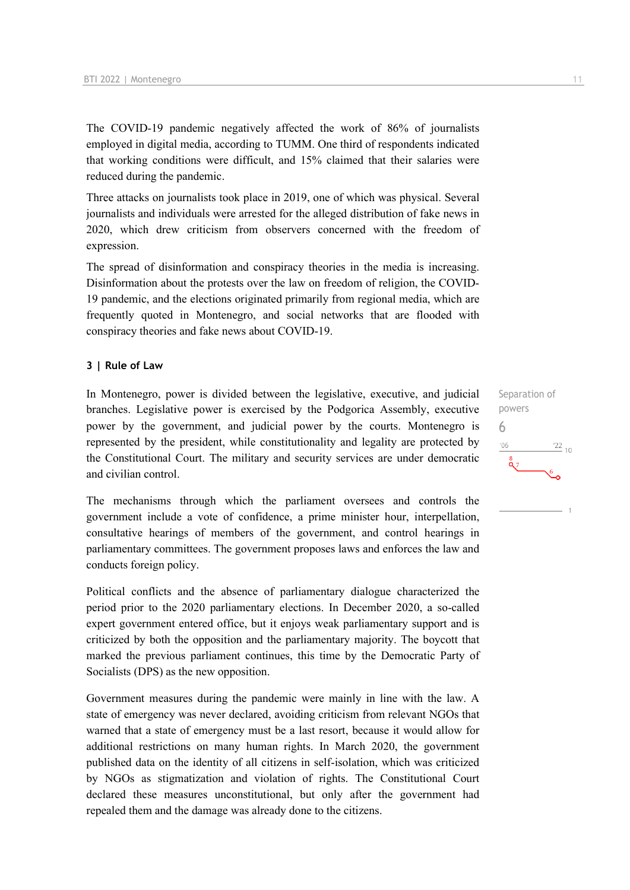The COVID-19 pandemic negatively affected the work of 86% of journalists employed in digital media, according to TUMM. One third of respondents indicated that working conditions were difficult, and 15% claimed that their salaries were reduced during the pandemic.

Three attacks on journalists took place in 2019, one of which was physical. Several journalists and individuals were arrested for the alleged distribution of fake news in 2020, which drew criticism from observers concerned with the freedom of expression.

The spread of disinformation and conspiracy theories in the media is increasing. Disinformation about the protests over the law on freedom of religion, the COVID-19 pandemic, and the elections originated primarily from regional media, which are frequently quoted in Montenegro, and social networks that are flooded with conspiracy theories and fake news about COVID-19.

### 3 | Rule of Law

Separation of powers
6

In Montenegro, power is divided between the legislative, executive, and judicial branches. Legislative power is exercised by the Podgorica Assembly, executive power by the government, and judicial power by the courts. Montenegro is represented by the president, while constitutionality and legality are protected by the Constitutional Court. The military and security services are under democratic and civilian control.

The mechanisms through which the parliament oversees and controls the government include a vote of confidence, a prime minister hour, interpellation, consultative hearings of members of the government, and control hearings in parliamentary committees. The government proposes laws and enforces the law and conducts foreign policy.

Political conflicts and the absence of parliamentary dialogue characterized the period prior to the 2020 parliamentary elections. In December 2020, a so-called expert government entered office, but it enjoys weak parliamentary support and is criticized by both the opposition and the parliamentary majority. The boycott that marked the previous parliament continues, this time by the Democratic Party of Socialists (DPS) as the new opposition.

Government measures during the pandemic were mainly in line with the law. A state of emergency was never declared, avoiding criticism from relevant NGOs that warned that a state of emergency must be a last resort, because it would allow for additional restrictions on many human rights. In March 2020, the government published data on the identity of all citizens in self-isolation, which was criticized by NGOs as stigmatization and violation of rights. The Constitutional Court declared these measures unconstitutional, but only after the government had repealed them and the damage was already done to the citizens.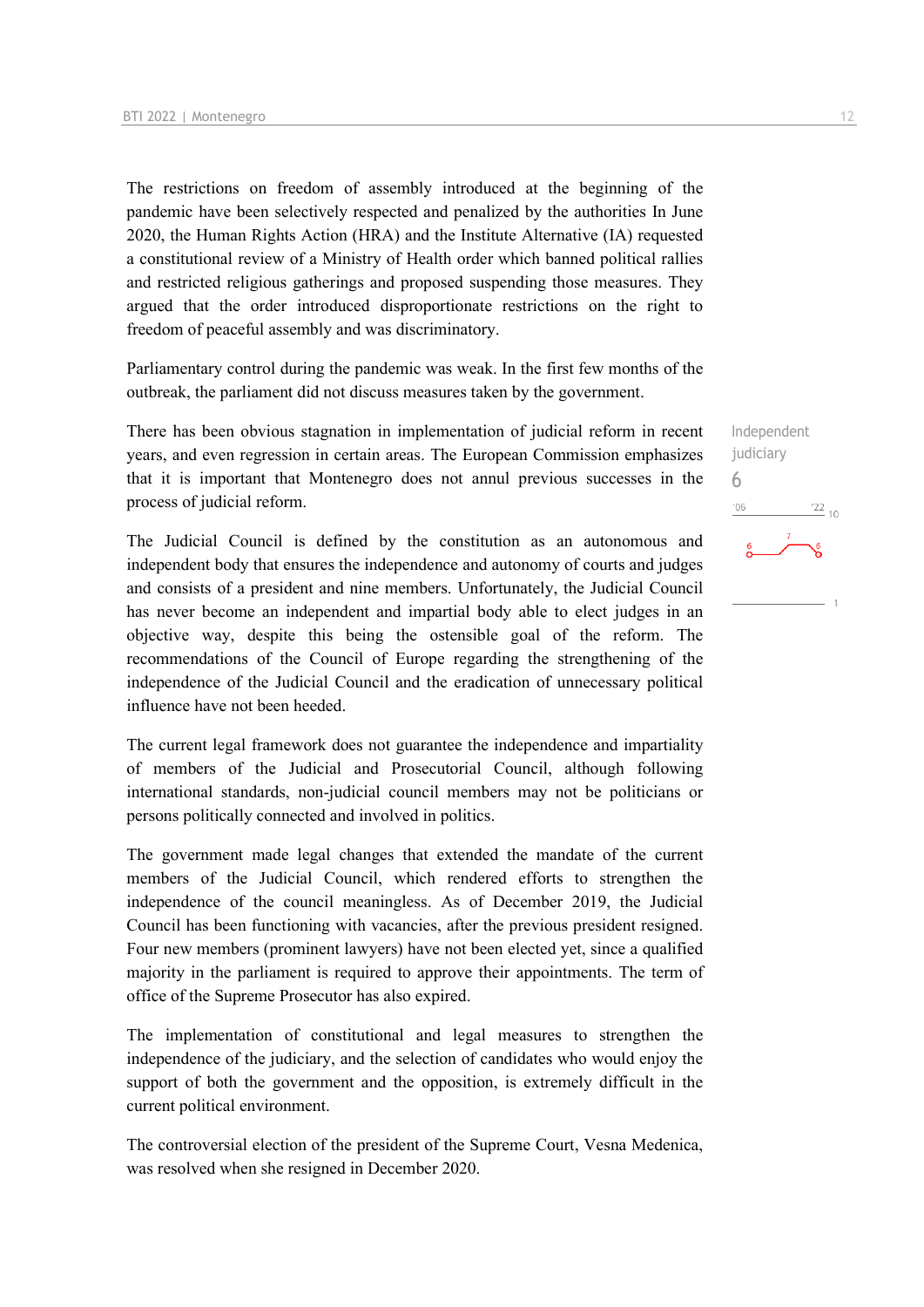The restrictions on freedom of assembly introduced at the beginning of the pandemic have been selectively respected and penalized by the authorities In June 2020, the Human Rights Action (HRA) and the Institute Alternative (IA) requested a constitutional review of a Ministry of Health order which banned political rallies and restricted religious gatherings and proposed suspending those measures. They argued that the order introduced disproportionate restrictions on the right to freedom of peaceful assembly and was discriminatory.

Parliamentary control during the pandemic was weak. In the first few months of the outbreak, the parliament did not discuss measures taken by the government.

Independent judiciary
6

There has been obvious stagnation in implementation of judicial reform in recent years, and even regression in certain areas. The European Commission emphasizes that it is important that Montenegro does not annul previous successes in the process of judicial reform.

The Judicial Council is defined by the constitution as an autonomous and independent body that ensures the independence and autonomy of courts and judges and consists of a president and nine members. Unfortunately, the Judicial Council has never become an independent and impartial body able to elect judges in an objective way, despite this being the ostensible goal of the reform. The recommendations of the Council of Europe regarding the strengthening of the independence of the Judicial Council and the eradication of unnecessary political influence have not been heeded.

The current legal framework does not guarantee the independence and impartiality of members of the Judicial and Prosecutorial Council, although following international standards, non-judicial council members may not be politicians or persons politically connected and involved in politics.

The government made legal changes that extended the mandate of the current members of the Judicial Council, which rendered efforts to strengthen the independence of the council meaningless. As of December 2019, the Judicial Council has been functioning with vacancies, after the previous president resigned. Four new members (prominent lawyers) have not been elected yet, since a qualified majority in the parliament is required to approve their appointments. The term of office of the Supreme Prosecutor has also expired.

The implementation of constitutional and legal measures to strengthen the independence of the judiciary, and the selection of candidates who would enjoy the support of both the government and the opposition, is extremely difficult in the current political environment.

The controversial election of the president of the Supreme Court, Vesna Medenica, was resolved when she resigned in December 2020.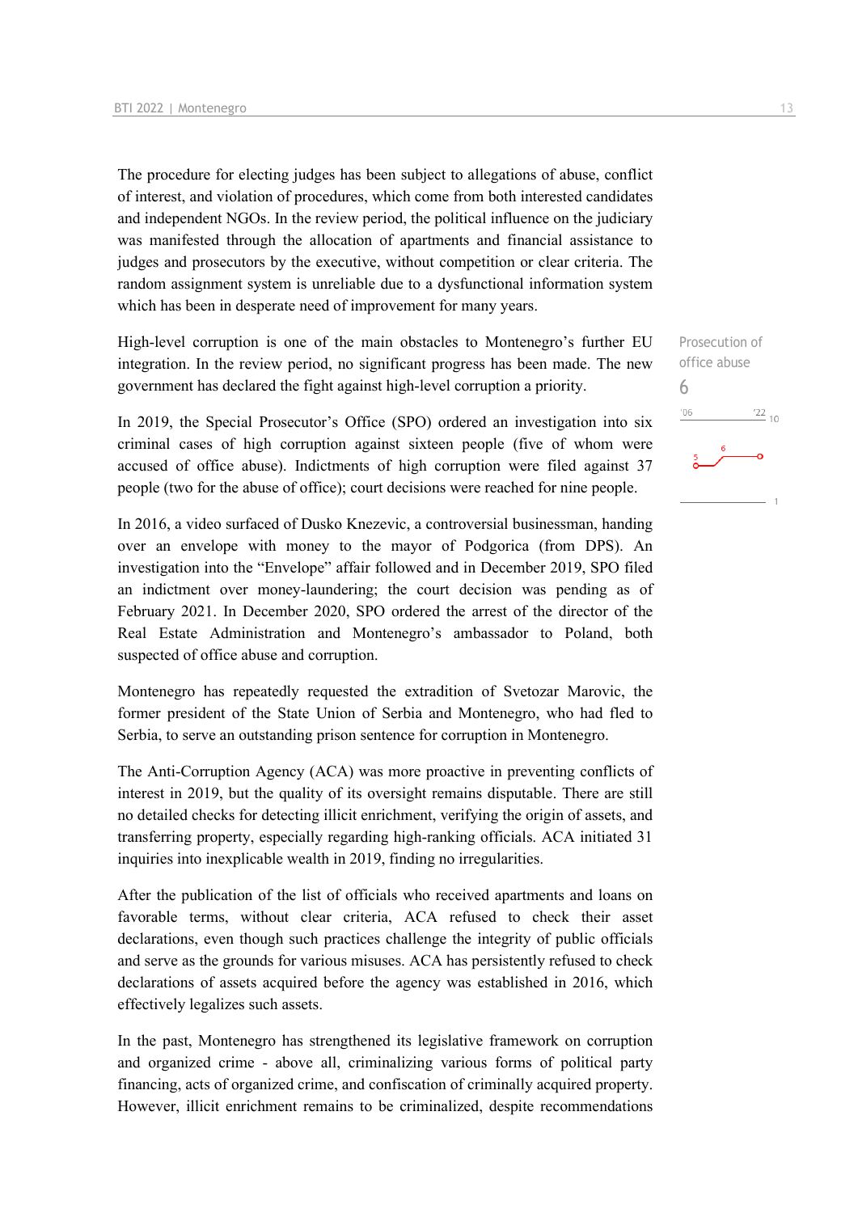The procedure for electing judges has been subject to allegations of abuse, conflict of interest, and violation of procedures, which come from both interested candidates and independent NGOs. In the review period, the political influence on the judiciary was manifested through the allocation of apartments and financial assistance to judges and prosecutors by the executive, without competition or clear criteria. The random assignment system is unreliable due to a dysfunctional information system which has been in desperate need of improvement for many years.

High-level corruption is one of the main obstacles to Montenegro's further EU integration. In the review period, no significant progress has been made. The new government has declared the fight against high-level corruption a priority.

Prosecution of office abuse
6

In 2019, the Special Prosecutor's Office (SPO) ordered an investigation into six criminal cases of high corruption against sixteen people (five of whom were accused of office abuse). Indictments of high corruption were filed against 37 people (two for the abuse of office); court decisions were reached for nine people.

In 2016, a video surfaced of Dusko Knezevic, a controversial businessman, handing over an envelope with money to the mayor of Podgorica (from DPS). An investigation into the "Envelope" affair followed and in December 2019, SPO filed an indictment over money-laundering; the court decision was pending as of February 2021. In December 2020, SPO ordered the arrest of the director of the Real Estate Administration and Montenegro's ambassador to Poland, both suspected of office abuse and corruption.

Montenegro has repeatedly requested the extradition of Svetozar Marovic, the former president of the State Union of Serbia and Montenegro, who had fled to Serbia, to serve an outstanding prison sentence for corruption in Montenegro.

The Anti-Corruption Agency (ACA) was more proactive in preventing conflicts of interest in 2019, but the quality of its oversight remains disputable. There are still no detailed checks for detecting illicit enrichment, verifying the origin of assets, and transferring property, especially regarding high-ranking officials. ACA initiated 31 inquiries into inexplicable wealth in 2019, finding no irregularities.

After the publication of the list of officials who received apartments and loans on favorable terms, without clear criteria, ACA refused to check their asset declarations, even though such practices challenge the integrity of public officials and serve as the grounds for various misuses. ACA has persistently refused to check declarations of assets acquired before the agency was established in 2016, which effectively legalizes such assets.

In the past, Montenegro has strengthened its legislative framework on corruption and organized crime - above all, criminalizing various forms of political party financing, acts of organized crime, and confiscation of criminally acquired property. However, illicit enrichment remains to be criminalized, despite recommendations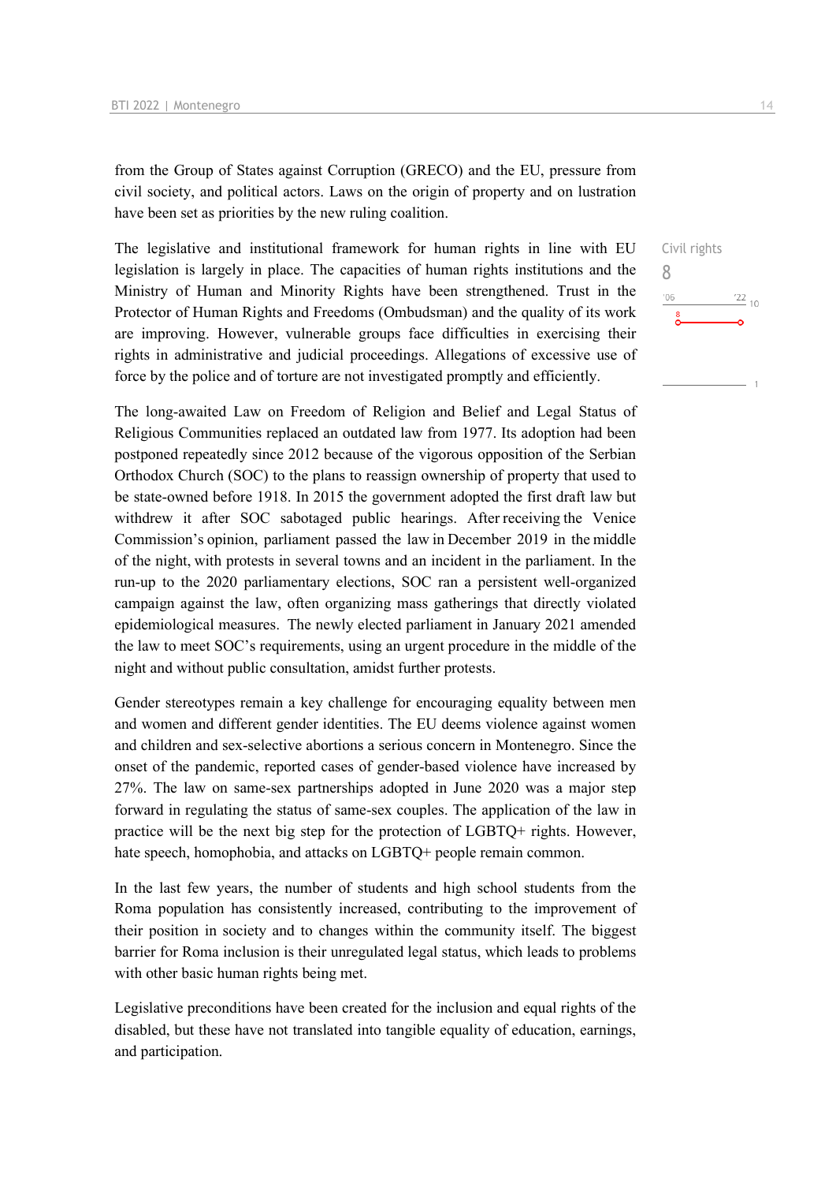from the Group of States against Corruption (GRECO) and the EU, pressure from civil society, and political actors. Laws on the origin of property and on lustration have been set as priorities by the new ruling coalition.

Civil rights
8

The legislative and institutional framework for human rights in line with EU legislation is largely in place. The capacities of human rights institutions and the Ministry of Human and Minority Rights have been strengthened. Trust in the Protector of Human Rights and Freedoms (Ombudsman) and the quality of its work are improving. However, vulnerable groups face difficulties in exercising their rights in administrative and judicial proceedings. Allegations of excessive use of force by the police and of torture are not investigated promptly and efficiently.

The long-awaited Law on Freedom of Religion and Belief and Legal Status of Religious Communities replaced an outdated law from 1977. Its adoption had been postponed repeatedly since 2012 because of the vigorous opposition of the Serbian Orthodox Church (SOC) to the plans to reassign ownership of property that used to be state-owned before 1918. In 2015 the government adopted the first draft law but withdrew it after SOC sabotaged public hearings. After receiving the Venice Commission's opinion, parliament passed the law in December 2019 in the middle of the night, with protests in several towns and an incident in the parliament. In the run-up to the 2020 parliamentary elections, SOC ran a persistent well-organized campaign against the law, often organizing mass gatherings that directly violated epidemiological measures. The newly elected parliament in January 2021 amended the law to meet SOC's requirements, using an urgent procedure in the middle of the night and without public consultation, amidst further protests.

Gender stereotypes remain a key challenge for encouraging equality between men and women and different gender identities. The EU deems violence against women and children and sex-selective abortions a serious concern in Montenegro. Since the onset of the pandemic, reported cases of gender-based violence have increased by 27%. The law on same-sex partnerships adopted in June 2020 was a major step forward in regulating the status of same-sex couples. The application of the law in practice will be the next big step for the protection of LGBTQ+ rights. However, hate speech, homophobia, and attacks on LGBTQ+ people remain common.

In the last few years, the number of students and high school students from the Roma population has consistently increased, contributing to the improvement of their position in society and to changes within the community itself. The biggest barrier for Roma inclusion is their unregulated legal status, which leads to problems with other basic human rights being met.

Legislative preconditions have been created for the inclusion and equal rights of the disabled, but these have not translated into tangible equality of education, earnings, and participation.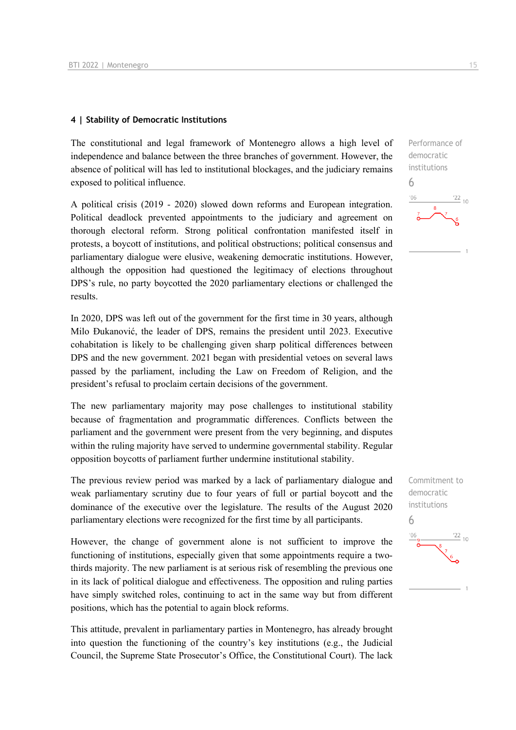### 4 | Stability of Democratic Institutions

Performance of democratic institutions

6

The constitutional and legal framework of Montenegro allows a high level of independence and balance between the three branches of government. However, the absence of political will has led to institutional blockages, and the judiciary remains exposed to political influence.

A political crisis (2019 - 2020) slowed down reforms and European integration. Political deadlock prevented appointments to the judiciary and agreement on thorough electoral reform. Strong political confrontation manifested itself in protests, a boycott of institutions, and political obstructions; political consensus and parliamentary dialogue were elusive, weakening democratic institutions. However, although the opposition had questioned the legitimacy of elections throughout DPS's rule, no party boycotted the 2020 parliamentary elections or challenged the results.

In 2020, DPS was left out of the government for the first time in 30 years, although Milo Đukanović, the leader of DPS, remains the president until 2023. Executive cohabitation is likely to be challenging given sharp political differences between DPS and the new government. 2021 began with presidential vetoes on several laws passed by the parliament, including the Law on Freedom of Religion, and the president's refusal to proclaim certain decisions of the government.

The new parliamentary majority may pose challenges to institutional stability because of fragmentation and programmatic differences. Conflicts between the parliament and the government were present from the very beginning, and disputes within the ruling majority have served to undermine governmental stability. Regular opposition boycotts of parliament further undermine institutional stability.

Commitment to democratic institutions

6

The previous review period was marked by a lack of parliamentary dialogue and weak parliamentary scrutiny due to four years of full or partial boycott and the dominance of the executive over the legislature. The results of the August 2020 parliamentary elections were recognized for the first time by all participants.

However, the change of government alone is not sufficient to improve the functioning of institutions, especially given that some appointments require a two-thirds majority. The new parliament is at serious risk of resembling the previous one in its lack of political dialogue and effectiveness. The opposition and ruling parties have simply switched roles, continuing to act in the same way but from different positions, which has the potential to again block reforms.

This attitude, prevalent in parliamentary parties in Montenegro, has already brought into question the functioning of the country's key institutions (e.g., the Judicial Council, the Supreme State Prosecutor's Office, the Constitutional Court). The lack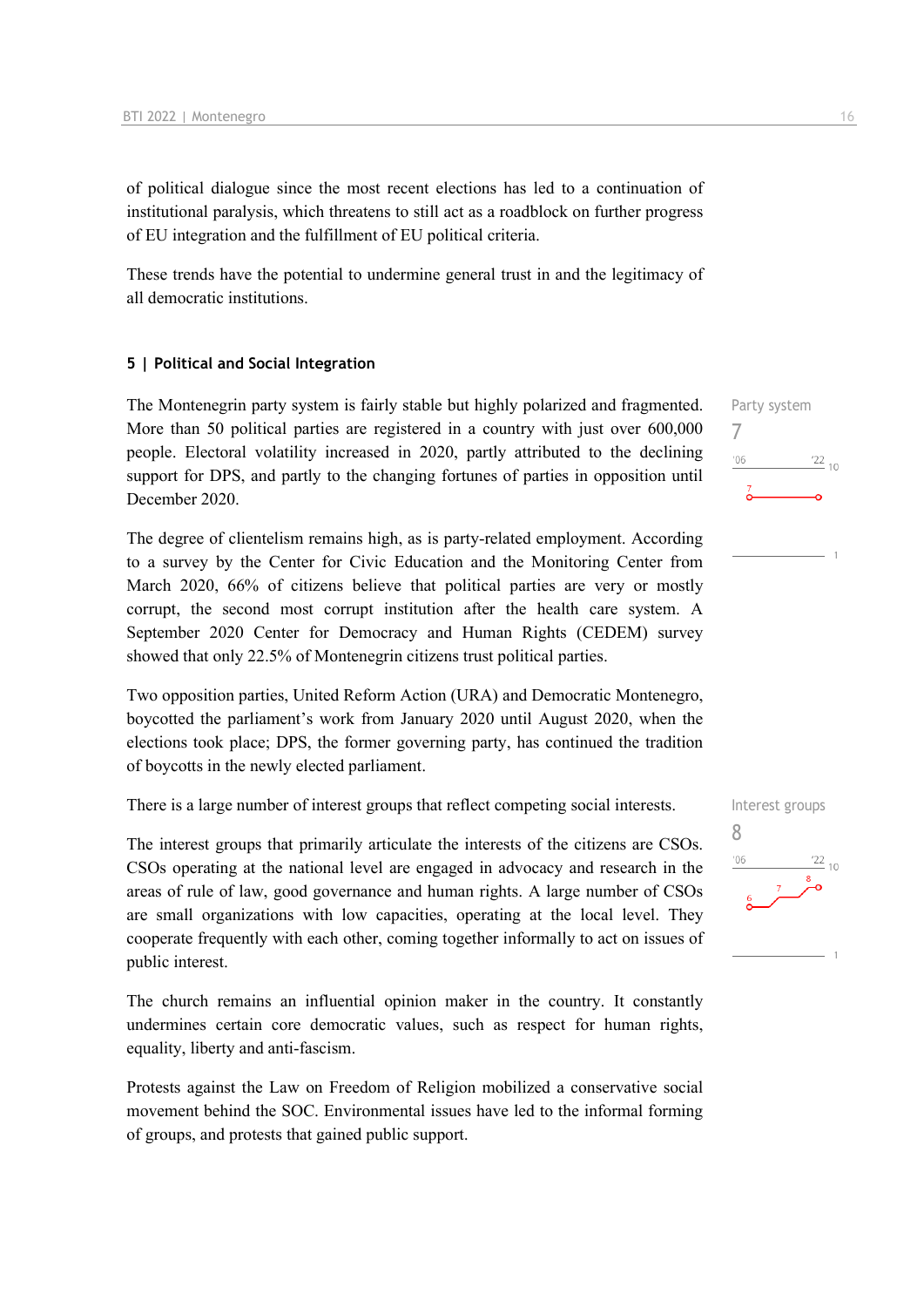of political dialogue since the most recent elections has led to a continuation of institutional paralysis, which threatens to still act as a roadblock on further progress of EU integration and the fulfillment of EU political criteria.

These trends have the potential to undermine general trust in and the legitimacy of all democratic institutions.

### 5 | Political and Social Integration

Party system
7

The Montenegrin party system is fairly stable but highly polarized and fragmented. More than 50 political parties are registered in a country with just over 600,000 people. Electoral volatility increased in 2020, partly attributed to the declining support for DPS, and partly to the changing fortunes of parties in opposition until December 2020.

The degree of clientelism remains high, as is party-related employment. According to a survey by the Center for Civic Education and the Monitoring Center from March 2020, 66% of citizens believe that political parties are very or mostly corrupt, the second most corrupt institution after the health care system. A September 2020 Center for Democracy and Human Rights (CEDEM) survey showed that only 22.5% of Montenegrin citizens trust political parties.

Two opposition parties, United Reform Action (URA) and Democratic Montenegro, boycotted the parliament's work from January 2020 until August 2020, when the elections took place; DPS, the former governing party, has continued the tradition of boycotts in the newly elected parliament.

Interest groups
8

There is a large number of interest groups that reflect competing social interests.

The interest groups that primarily articulate the interests of the citizens are CSOs. CSOs operating at the national level are engaged in advocacy and research in the areas of rule of law, good governance and human rights. A large number of CSOs are small organizations with low capacities, operating at the local level. They cooperate frequently with each other, coming together informally to act on issues of public interest.

The church remains an influential opinion maker in the country. It constantly undermines certain core democratic values, such as respect for human rights, equality, liberty and anti-fascism.

Protests against the Law on Freedom of Religion mobilized a conservative social movement behind the SOC. Environmental issues have led to the informal forming of groups, and protests that gained public support.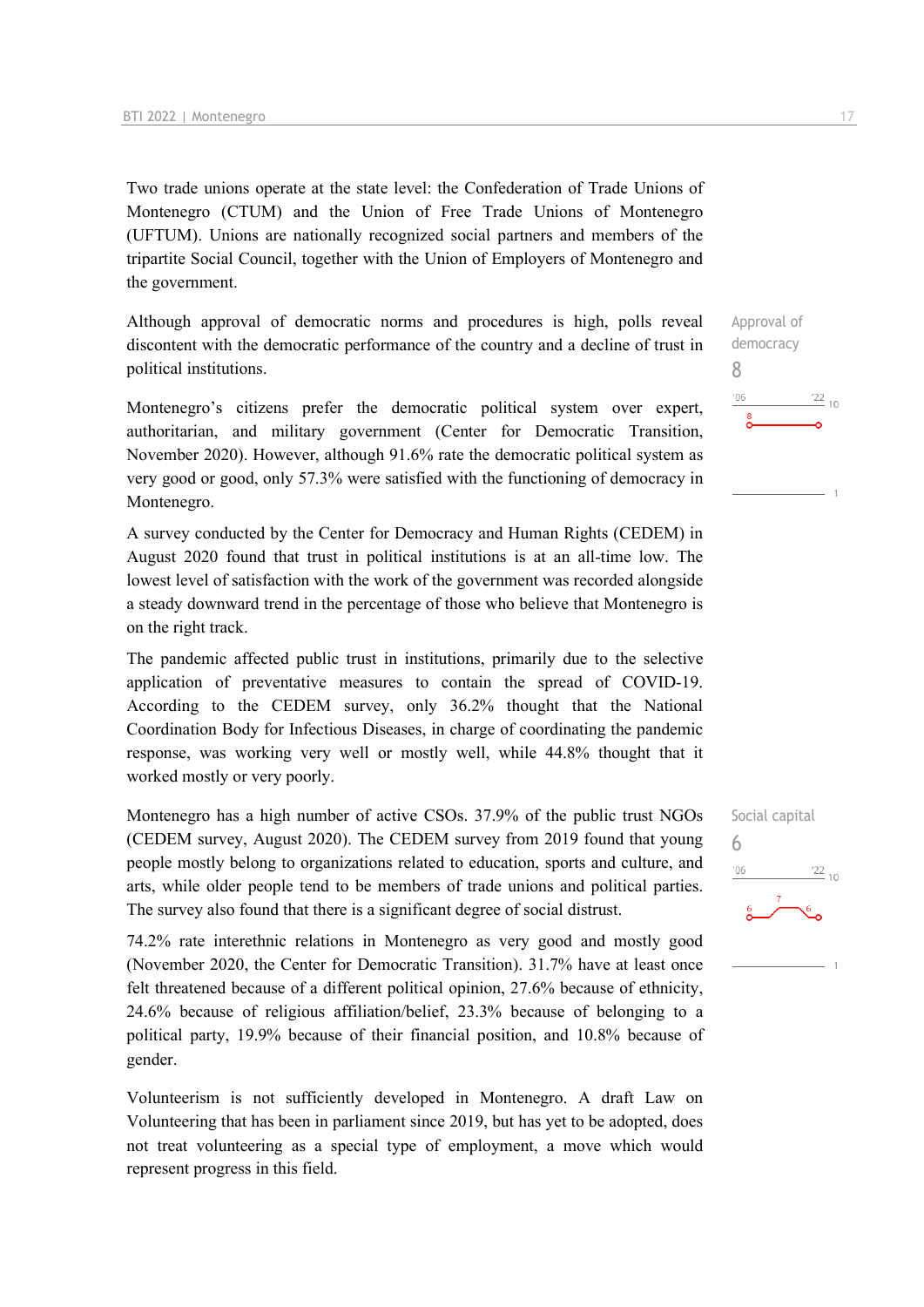Two trade unions operate at the state level: the Confederation of Trade Unions of Montenegro (CTUM) and the Union of Free Trade Unions of Montenegro (UFTUM). Unions are nationally recognized social partners and members of the tripartite Social Council, together with the Union of Employers of Montenegro and the government.

Approval of democracy
8

Although approval of democratic norms and procedures is high, polls reveal discontent with the democratic performance of the country and a decline of trust in political institutions.

Montenegro's citizens prefer the democratic political system over expert, authoritarian, and military government (Center for Democratic Transition, November 2020). However, although 91.6% rate the democratic political system as very good or good, only 57.3% were satisfied with the functioning of democracy in Montenegro.

A survey conducted by the Center for Democracy and Human Rights (CEDEM) in August 2020 found that trust in political institutions is at an all-time low. The lowest level of satisfaction with the work of the government was recorded alongside a steady downward trend in the percentage of those who believe that Montenegro is on the right track.

The pandemic affected public trust in institutions, primarily due to the selective application of preventative measures to contain the spread of COVID-19. According to the CEDEM survey, only 36.2% thought that the National Coordination Body for Infectious Diseases, in charge of coordinating the pandemic response, was working very well or mostly well, while 44.8% thought that it worked mostly or very poorly.

Social capital
6

Montenegro has a high number of active CSOs. 37.9% of the public trust NGOs (CEDEM survey, August 2020). The CEDEM survey from 2019 found that young people mostly belong to organizations related to education, sports and culture, and arts, while older people tend to be members of trade unions and political parties. The survey also found that there is a significant degree of social distrust.

74.2% rate interethnic relations in Montenegro as very good and mostly good (November 2020, the Center for Democratic Transition). 31.7% have at least once felt threatened because of a different political opinion, 27.6% because of ethnicity, 24.6% because of religious affiliation/belief, 23.3% because of belonging to a political party, 19.9% because of their financial position, and 10.8% because of gender.

Volunteerism is not sufficiently developed in Montenegro. A draft Law on Volunteering that has been in parliament since 2019, but has yet to be adopted, does not treat volunteering as a special type of employment, a move which would represent progress in this field.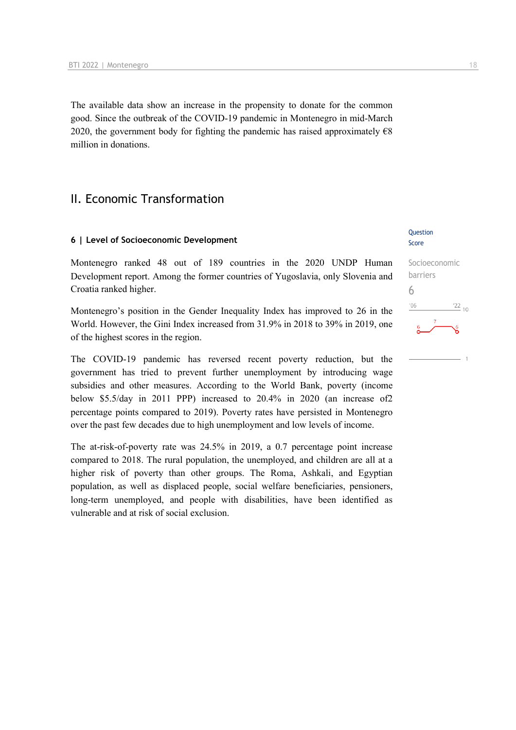The available data show an increase in the propensity to donate for the common good. Since the outbreak of the COVID-19 pandemic in Montenegro in mid-March 2020, the government body for fighting the pandemic has raised approximately €8 million in donations.

## II. Economic Transformation

### 6 | Level of Socioeconomic Development

Question Score

Socioeconomic barriers

6

Montenegro ranked 48 out of 189 countries in the 2020 UNDP Human Development report. Among the former countries of Yugoslavia, only Slovenia and Croatia ranked higher.

Montenegro's position in the Gender Inequality Index has improved to 26 in the World. However, the Gini Index increased from 31.9% in 2018 to 39% in 2019, one of the highest scores in the region.

The COVID-19 pandemic has reversed recent poverty reduction, but the government has tried to prevent further unemployment by introducing wage subsidies and other measures. According to the World Bank, poverty (income below $5.5/day in 2011 PPP) increased to 20.4% in 2020 (an increase of2 percentage points compared to 2019). Poverty rates have persisted in Montenegro over the past few decades due to high unemployment and low levels of income.

The at-risk-of-poverty rate was 24.5% in 2019, a 0.7 percentage point increase compared to 2018. The rural population, the unemployed, and children are all at a higher risk of poverty than other groups. The Roma, Ashkali, and Egyptian population, as well as displaced people, social welfare beneficiaries, pensioners, long-term unemployed, and people with disabilities, have been identified as vulnerable and at risk of social exclusion.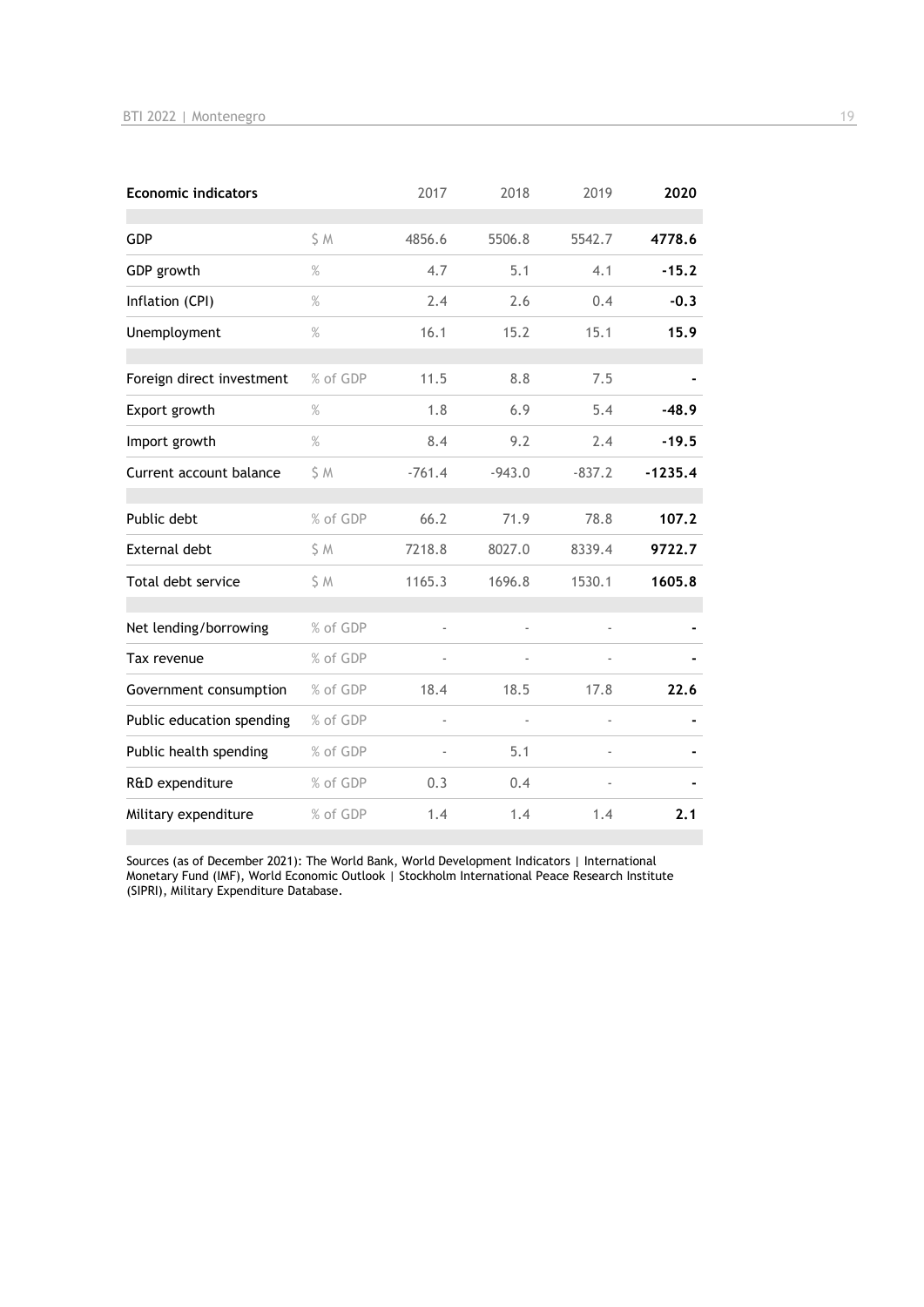| Economic indicators | | 2017 | 2018 | 2019 | **2020** |
|---|---|---|---|---|---|
| GDP | $ M | 4856.6 | 5506.8 | 5542.7 | **4778.6** |
| GDP growth | % | 4.7 | 5.1 | 4.1 | **-15.2** |
| Inflation (CPI) | % | 2.4 | 2.6 | 0.4 | **-0.3** |
| Unemployment | % | 16.1 | 15.2 | 15.1 | **15.9** |
| Foreign direct investment | % of GDP | 11.5 | 8.8 | 7.5 | **-** |
| Export growth | % | 1.8 | 6.9 | 5.4 | **-48.9** |
| Import growth | % | 8.4 | 9.2 | 2.4 | **-19.5** |
| Current account balance | $ M | -761.4 | -943.0 | -837.2 | **-1235.4** |
| Public debt | % of GDP | 66.2 | 71.9 | 78.8 | **107.2** |
| External debt | $ M | 7218.8 | 8027.0 | 8339.4 | **9722.7** |
| Total debt service | $ M | 1165.3 | 1696.8 | 1530.1 | **1605.8** |
| Net lending/borrowing | % of GDP | - | - | - | **-** |
| Tax revenue | % of GDP | - | - | - | **-** |
| Government consumption | % of GDP | 18.4 | 18.5 | 17.8 | **22.6** |
| Public education spending | % of GDP | - | - | - | **-** |
| Public health spending | % of GDP | - | 5.1 | - | **-** |
| R&D expenditure | % of GDP | 0.3 | 0.4 | - | **-** |
| Military expenditure | % of GDP | 1.4 | 1.4 | 1.4 | **2.1** |

Sources (as of December 2021): The World Bank, World Development Indicators | International Monetary Fund (IMF), World Economic Outlook | Stockholm International Peace Research Institute (SIPRI), Military Expenditure Database.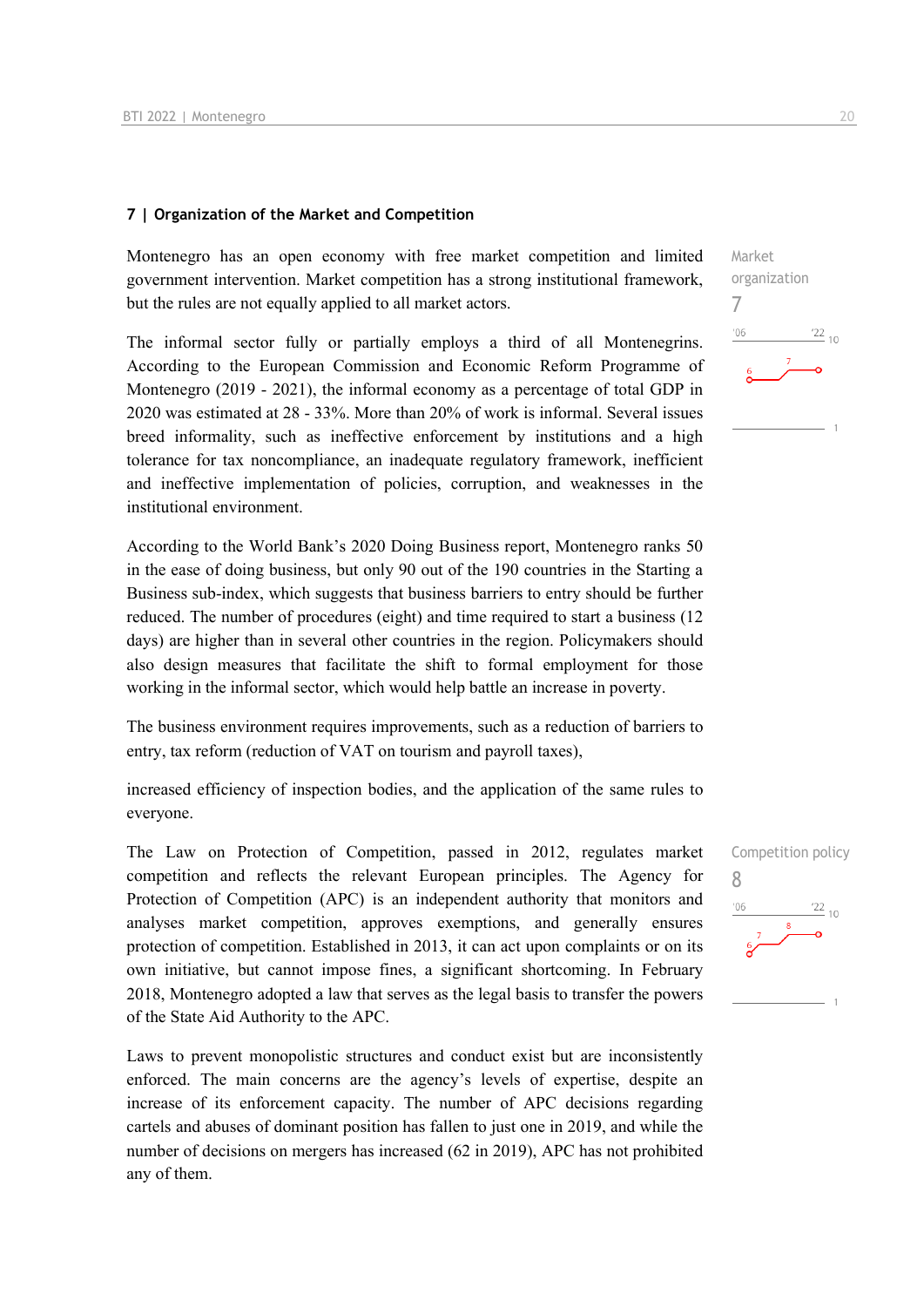## 7 | Organization of the Market and Competition

Market organization
7

Montenegro has an open economy with free market competition and limited government intervention. Market competition has a strong institutional framework, but the rules are not equally applied to all market actors.

The informal sector fully or partially employs a third of all Montenegrins. According to the European Commission and Economic Reform Programme of Montenegro (2019 - 2021), the informal economy as a percentage of total GDP in 2020 was estimated at 28 - 33%. More than 20% of work is informal. Several issues breed informality, such as ineffective enforcement by institutions and a high tolerance for tax noncompliance, an inadequate regulatory framework, inefficient and ineffective implementation of policies, corruption, and weaknesses in the institutional environment.

According to the World Bank's 2020 Doing Business report, Montenegro ranks 50 in the ease of doing business, but only 90 out of the 190 countries in the Starting a Business sub-index, which suggests that business barriers to entry should be further reduced. The number of procedures (eight) and time required to start a business (12 days) are higher than in several other countries in the region. Policymakers should also design measures that facilitate the shift to formal employment for those working in the informal sector, which would help battle an increase in poverty.

The business environment requires improvements, such as a reduction of barriers to entry, tax reform (reduction of VAT on tourism and payroll taxes),

increased efficiency of inspection bodies, and the application of the same rules to everyone.

Competition policy
8

The Law on Protection of Competition, passed in 2012, regulates market competition and reflects the relevant European principles. The Agency for Protection of Competition (APC) is an independent authority that monitors and analyses market competition, approves exemptions, and generally ensures protection of competition. Established in 2013, it can act upon complaints or on its own initiative, but cannot impose fines, a significant shortcoming. In February 2018, Montenegro adopted a law that serves as the legal basis to transfer the powers of the State Aid Authority to the APC.

Laws to prevent monopolistic structures and conduct exist but are inconsistently enforced. The main concerns are the agency's levels of expertise, despite an increase of its enforcement capacity. The number of APC decisions regarding cartels and abuses of dominant position has fallen to just one in 2019, and while the number of decisions on mergers has increased (62 in 2019), APC has not prohibited any of them.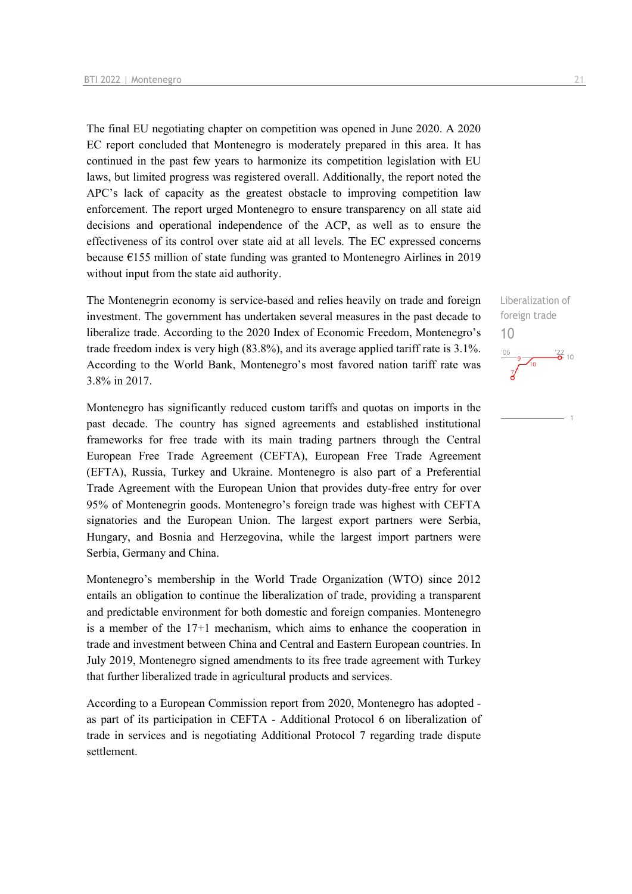The final EU negotiating chapter on competition was opened in June 2020. A 2020 EC report concluded that Montenegro is moderately prepared in this area. It has continued in the past few years to harmonize its competition legislation with EU laws, but limited progress was registered overall. Additionally, the report noted the APC's lack of capacity as the greatest obstacle to improving competition law enforcement. The report urged Montenegro to ensure transparency on all state aid decisions and operational independence of the ACP, as well as to ensure the effectiveness of its control over state aid at all levels. The EC expressed concerns because €155 million of state funding was granted to Montenegro Airlines in 2019 without input from the state aid authority.

Liberalization of foreign trade

10

The Montenegrin economy is service-based and relies heavily on trade and foreign investment. The government has undertaken several measures in the past decade to liberalize trade. According to the 2020 Index of Economic Freedom, Montenegro's trade freedom index is very high (83.8%), and its average applied tariff rate is 3.1%. According to the World Bank, Montenegro's most favored nation tariff rate was 3.8% in 2017.

Montenegro has significantly reduced custom tariffs and quotas on imports in the past decade. The country has signed agreements and established institutional frameworks for free trade with its main trading partners through the Central European Free Trade Agreement (CEFTA), European Free Trade Agreement (EFTA), Russia, Turkey and Ukraine. Montenegro is also part of a Preferential Trade Agreement with the European Union that provides duty-free entry for over 95% of Montenegrin goods. Montenegro's foreign trade was highest with CEFTA signatories and the European Union. The largest export partners were Serbia, Hungary, and Bosnia and Herzegovina, while the largest import partners were Serbia, Germany and China.

Montenegro's membership in the World Trade Organization (WTO) since 2012 entails an obligation to continue the liberalization of trade, providing a transparent and predictable environment for both domestic and foreign companies. Montenegro is a member of the 17+1 mechanism, which aims to enhance the cooperation in trade and investment between China and Central and Eastern European countries. In July 2019, Montenegro signed amendments to its free trade agreement with Turkey that further liberalized trade in agricultural products and services.

According to a European Commission report from 2020, Montenegro has adopted - as part of its participation in CEFTA - Additional Protocol 6 on liberalization of trade in services and is negotiating Additional Protocol 7 regarding trade dispute settlement.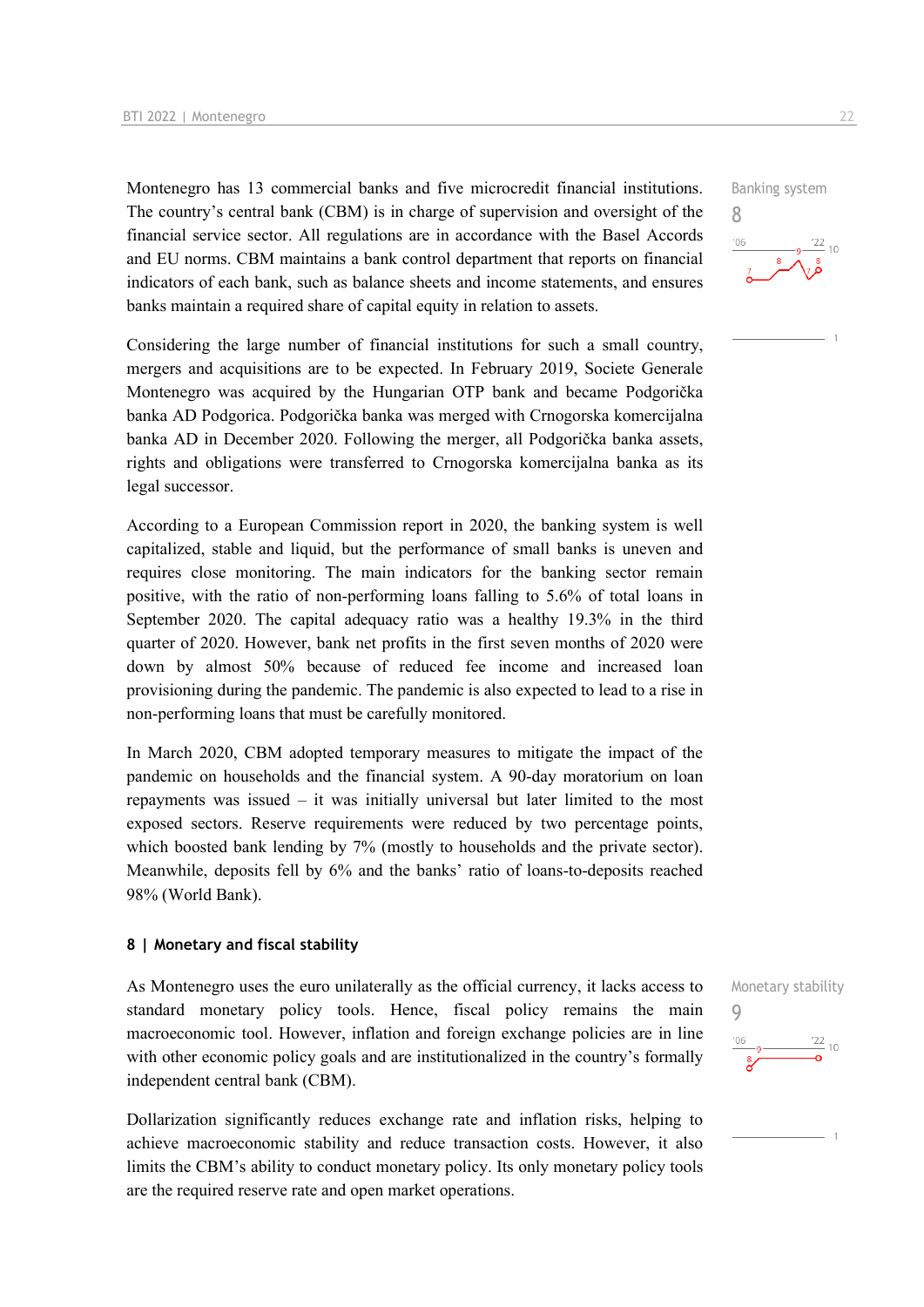Montenegro has 13 commercial banks and five microcredit financial institutions. The country's central bank (CBM) is in charge of supervision and oversight of the financial service sector. All regulations are in accordance with the Basel Accords and EU norms. CBM maintains a bank control department that reports on financial indicators of each bank, such as balance sheets and income statements, and ensures banks maintain a required share of capital equity in relation to assets.

Banking system
8

Considering the large number of financial institutions for such a small country, mergers and acquisitions are to be expected. In February 2019, Societe Generale Montenegro was acquired by the Hungarian OTP bank and became Podgorička banka AD Podgorica. Podgorička banka was merged with Crnogorska komercijalna banka AD in December 2020. Following the merger, all Podgorička banka assets, rights and obligations were transferred to Crnogorska komercijalna banka as its legal successor.

According to a European Commission report in 2020, the banking system is well capitalized, stable and liquid, but the performance of small banks is uneven and requires close monitoring. The main indicators for the banking sector remain positive, with the ratio of non-performing loans falling to 5.6% of total loans in September 2020. The capital adequacy ratio was a healthy 19.3% in the third quarter of 2020. However, bank net profits in the first seven months of 2020 were down by almost 50% because of reduced fee income and increased loan provisioning during the pandemic. The pandemic is also expected to lead to a rise in non-performing loans that must be carefully monitored.

In March 2020, CBM adopted temporary measures to mitigate the impact of the pandemic on households and the financial system. A 90-day moratorium on loan repayments was issued – it was initially universal but later limited to the most exposed sectors. Reserve requirements were reduced by two percentage points, which boosted bank lending by 7% (mostly to households and the private sector). Meanwhile, deposits fell by 6% and the banks' ratio of loans-to-deposits reached 98% (World Bank).

#### 8 | Monetary and fiscal stability

As Montenegro uses the euro unilaterally as the official currency, it lacks access to standard monetary policy tools. Hence, fiscal policy remains the main macroeconomic tool. However, inflation and foreign exchange policies are in line with other economic policy goals and are institutionalized in the country's formally independent central bank (CBM).

Monetary stability
9

Dollarization significantly reduces exchange rate and inflation risks, helping to achieve macroeconomic stability and reduce transaction costs. However, it also limits the CBM's ability to conduct monetary policy. Its only monetary policy tools are the required reserve rate and open market operations.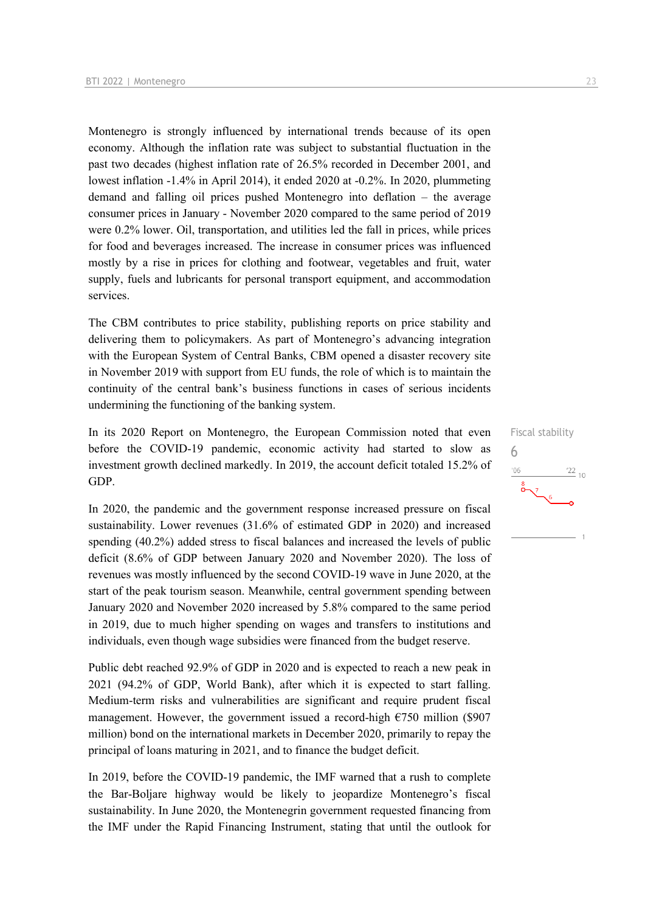Montenegro is strongly influenced by international trends because of its open economy. Although the inflation rate was subject to substantial fluctuation in the past two decades (highest inflation rate of 26.5% recorded in December 2001, and lowest inflation -1.4% in April 2014), it ended 2020 at -0.2%. In 2020, plummeting demand and falling oil prices pushed Montenegro into deflation – the average consumer prices in January - November 2020 compared to the same period of 2019 were 0.2% lower. Oil, transportation, and utilities led the fall in prices, while prices for food and beverages increased. The increase in consumer prices was influenced mostly by a rise in prices for clothing and footwear, vegetables and fruit, water supply, fuels and lubricants for personal transport equipment, and accommodation services.

The CBM contributes to price stability, publishing reports on price stability and delivering them to policymakers. As part of Montenegro's advancing integration with the European System of Central Banks, CBM opened a disaster recovery site in November 2019 with support from EU funds, the role of which is to maintain the continuity of the central bank's business functions in cases of serious incidents undermining the functioning of the banking system.

Fiscal stability
6

In its 2020 Report on Montenegro, the European Commission noted that even before the COVID-19 pandemic, economic activity had started to slow as investment growth declined markedly. In 2019, the account deficit totaled 15.2% of GDP.

In 2020, the pandemic and the government response increased pressure on fiscal sustainability. Lower revenues (31.6% of estimated GDP in 2020) and increased spending (40.2%) added stress to fiscal balances and increased the levels of public deficit (8.6% of GDP between January 2020 and November 2020). The loss of revenues was mostly influenced by the second COVID-19 wave in June 2020, at the start of the peak tourism season. Meanwhile, central government spending between January 2020 and November 2020 increased by 5.8% compared to the same period in 2019, due to much higher spending on wages and transfers to institutions and individuals, even though wage subsidies were financed from the budget reserve.

Public debt reached 92.9% of GDP in 2020 and is expected to reach a new peak in 2021 (94.2% of GDP, World Bank), after which it is expected to start falling. Medium-term risks and vulnerabilities are significant and require prudent fiscal management. However, the government issued a record-high €750 million ($907 million) bond on the international markets in December 2020, primarily to repay the principal of loans maturing in 2021, and to finance the budget deficit.

In 2019, before the COVID-19 pandemic, the IMF warned that a rush to complete the Bar-Boljare highway would be likely to jeopardize Montenegro's fiscal sustainability. In June 2020, the Montenegrin government requested financing from the IMF under the Rapid Financing Instrument, stating that until the outlook for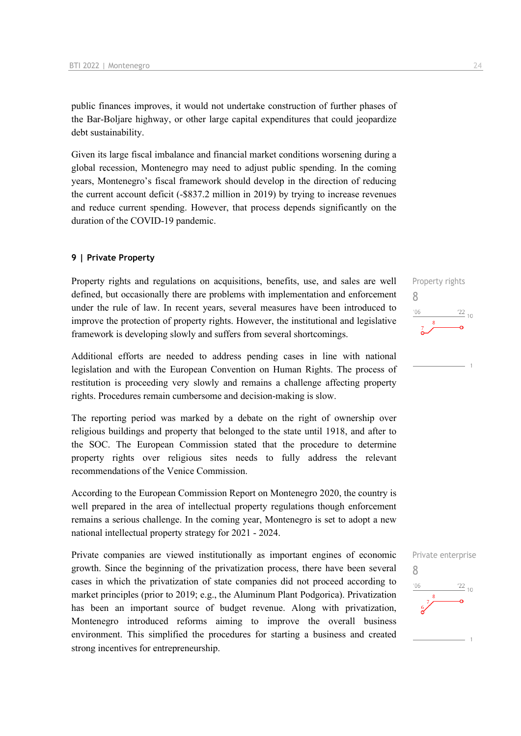public finances improves, it would not undertake construction of further phases of the Bar-Boljare highway, or other large capital expenditures that could jeopardize debt sustainability.

Given its large fiscal imbalance and financial market conditions worsening during a global recession, Montenegro may need to adjust public spending. In the coming years, Montenegro's fiscal framework should develop in the direction of reducing the current account deficit (-$837.2 million in 2019) by trying to increase revenues and reduce current spending. However, that process depends significantly on the duration of the COVID-19 pandemic.

## 9 | Private Property

Property rights
8

Property rights and regulations on acquisitions, benefits, use, and sales are well defined, but occasionally there are problems with implementation and enforcement under the rule of law. In recent years, several measures have been introduced to improve the protection of property rights. However, the institutional and legislative framework is developing slowly and suffers from several shortcomings.

Additional efforts are needed to address pending cases in line with national legislation and with the European Convention on Human Rights. The process of restitution is proceeding very slowly and remains a challenge affecting property rights. Procedures remain cumbersome and decision-making is slow.

The reporting period was marked by a debate on the right of ownership over religious buildings and property that belonged to the state until 1918, and after to the SOC. The European Commission stated that the procedure to determine property rights over religious sites needs to fully address the relevant recommendations of the Venice Commission.

According to the European Commission Report on Montenegro 2020, the country is well prepared in the area of intellectual property regulations though enforcement remains a serious challenge. In the coming year, Montenegro is set to adopt a new national intellectual property strategy for 2021 - 2024.

Private enterprise
8

Private companies are viewed institutionally as important engines of economic growth. Since the beginning of the privatization process, there have been several cases in which the privatization of state companies did not proceed according to market principles (prior to 2019; e.g., the Aluminum Plant Podgorica). Privatization has been an important source of budget revenue. Along with privatization, Montenegro introduced reforms aiming to improve the overall business environment. This simplified the procedures for starting a business and created strong incentives for entrepreneurship.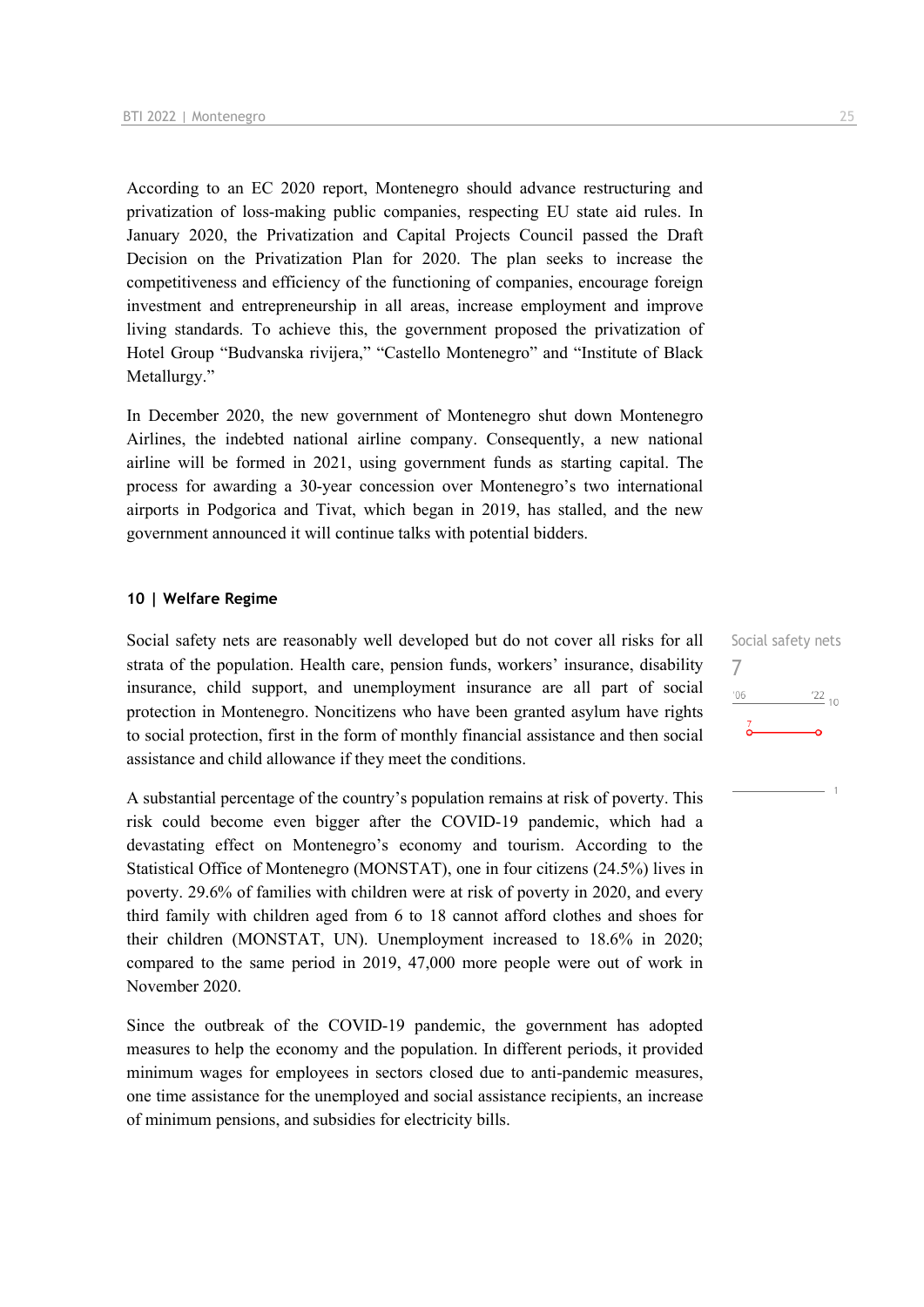According to an EC 2020 report, Montenegro should advance restructuring and privatization of loss-making public companies, respecting EU state aid rules. In January 2020, the Privatization and Capital Projects Council passed the Draft Decision on the Privatization Plan for 2020. The plan seeks to increase the competitiveness and efficiency of the functioning of companies, encourage foreign investment and entrepreneurship in all areas, increase employment and improve living standards. To achieve this, the government proposed the privatization of Hotel Group "Budvanska rivijera," "Castello Montenegro" and "Institute of Black Metallurgy."

In December 2020, the new government of Montenegro shut down Montenegro Airlines, the indebted national airline company. Consequently, a new national airline will be formed in 2021, using government funds as starting capital. The process for awarding a 30-year concession over Montenegro's two international airports in Podgorica and Tivat, which began in 2019, has stalled, and the new government announced it will continue talks with potential bidders.

### 10 | Welfare Regime

Social safety nets
7

Social safety nets are reasonably well developed but do not cover all risks for all strata of the population. Health care, pension funds, workers' insurance, disability insurance, child support, and unemployment insurance are all part of social protection in Montenegro. Noncitizens who have been granted asylum have rights to social protection, first in the form of monthly financial assistance and then social assistance and child allowance if they meet the conditions.

A substantial percentage of the country's population remains at risk of poverty. This risk could become even bigger after the COVID-19 pandemic, which had a devastating effect on Montenegro's economy and tourism. According to the Statistical Office of Montenegro (MONSTAT), one in four citizens (24.5%) lives in poverty. 29.6% of families with children were at risk of poverty in 2020, and every third family with children aged from 6 to 18 cannot afford clothes and shoes for their children (MONSTAT, UN). Unemployment increased to 18.6% in 2020; compared to the same period in 2019, 47,000 more people were out of work in November 2020.

Since the outbreak of the COVID-19 pandemic, the government has adopted measures to help the economy and the population. In different periods, it provided minimum wages for employees in sectors closed due to anti-pandemic measures, one time assistance for the unemployed and social assistance recipients, an increase of minimum pensions, and subsidies for electricity bills.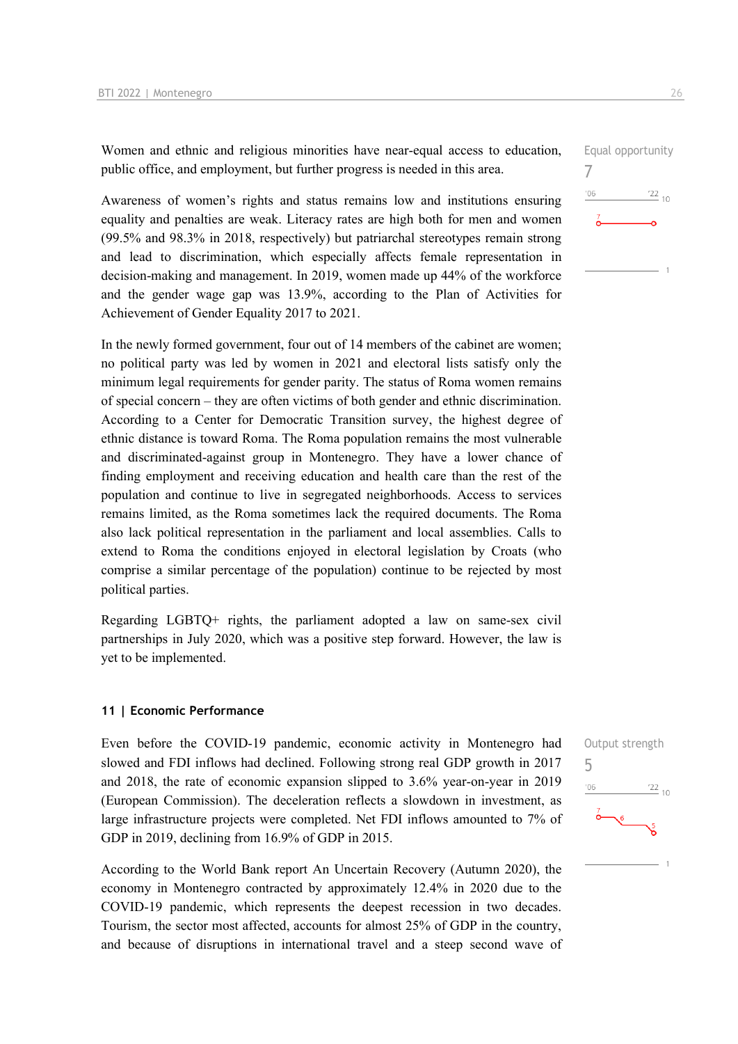Women and ethnic and religious minorities have near-equal access to education, public office, and employment, but further progress is needed in this area.

Equal opportunity
7

Awareness of women's rights and status remains low and institutions ensuring equality and penalties are weak. Literacy rates are high both for men and women (99.5% and 98.3% in 2018, respectively) but patriarchal stereotypes remain strong and lead to discrimination, which especially affects female representation in decision-making and management. In 2019, women made up 44% of the workforce and the gender wage gap was 13.9%, according to the Plan of Activities for Achievement of Gender Equality 2017 to 2021.

In the newly formed government, four out of 14 members of the cabinet are women; no political party was led by women in 2021 and electoral lists satisfy only the minimum legal requirements for gender parity. The status of Roma women remains of special concern – they are often victims of both gender and ethnic discrimination. According to a Center for Democratic Transition survey, the highest degree of ethnic distance is toward Roma. The Roma population remains the most vulnerable and discriminated-against group in Montenegro. They have a lower chance of finding employment and receiving education and health care than the rest of the population and continue to live in segregated neighborhoods. Access to services remains limited, as the Roma sometimes lack the required documents. The Roma also lack political representation in the parliament and local assemblies. Calls to extend to Roma the conditions enjoyed in electoral legislation by Croats (who comprise a similar percentage of the population) continue to be rejected by most political parties.

Regarding LGBTQ+ rights, the parliament adopted a law on same-sex civil partnerships in July 2020, which was a positive step forward. However, the law is yet to be implemented.

### 11 | Economic Performance

Output strength
5

Even before the COVID-19 pandemic, economic activity in Montenegro had slowed and FDI inflows had declined. Following strong real GDP growth in 2017 and 2018, the rate of economic expansion slipped to 3.6% year-on-year in 2019 (European Commission). The deceleration reflects a slowdown in investment, as large infrastructure projects were completed. Net FDI inflows amounted to 7% of GDP in 2019, declining from 16.9% of GDP in 2015.

According to the World Bank report An Uncertain Recovery (Autumn 2020), the economy in Montenegro contracted by approximately 12.4% in 2020 due to the COVID-19 pandemic, which represents the deepest recession in two decades. Tourism, the sector most affected, accounts for almost 25% of GDP in the country, and because of disruptions in international travel and a steep second wave of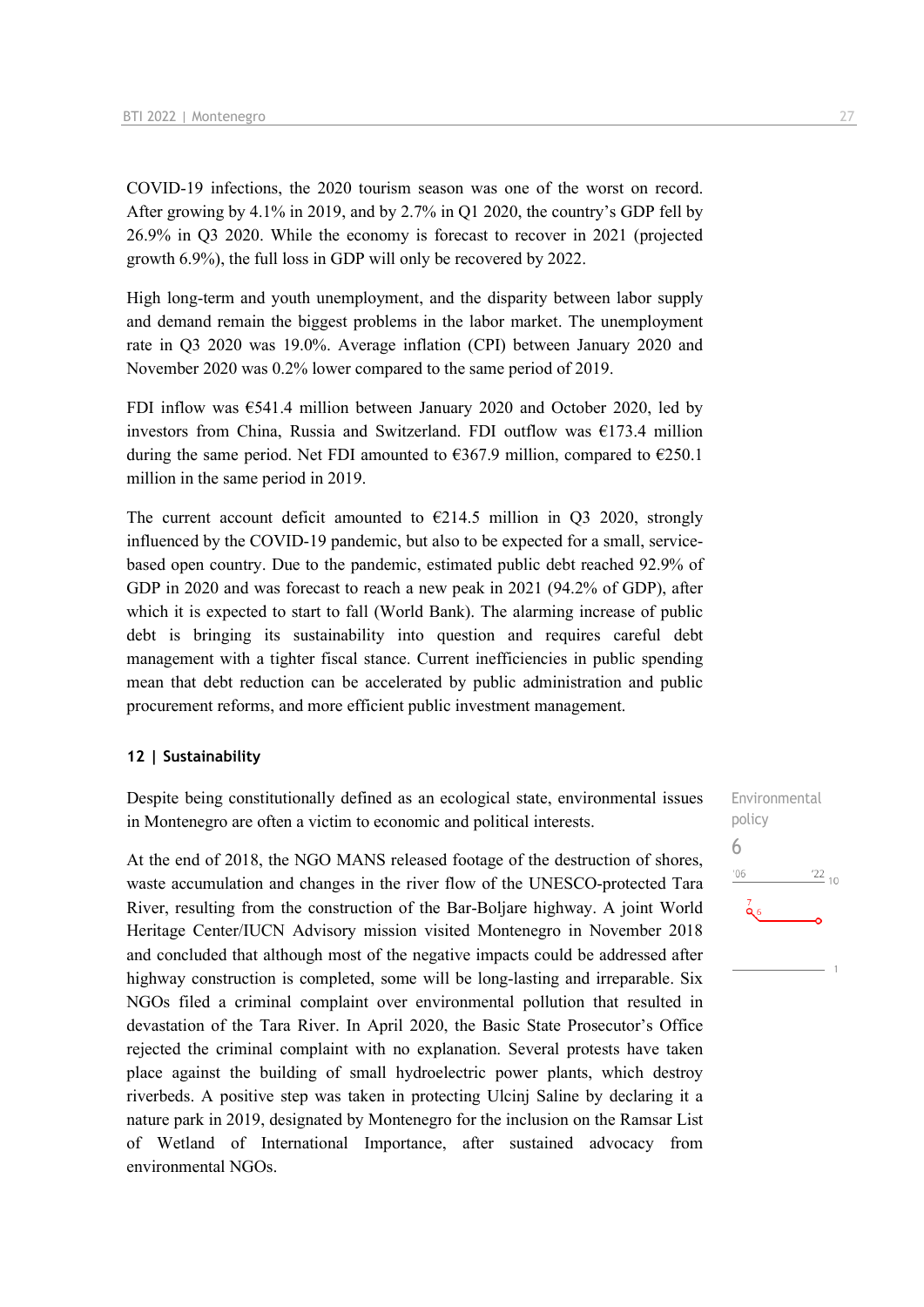COVID-19 infections, the 2020 tourism season was one of the worst on record. After growing by 4.1% in 2019, and by 2.7% in Q1 2020, the country's GDP fell by 26.9% in Q3 2020. While the economy is forecast to recover in 2021 (projected growth 6.9%), the full loss in GDP will only be recovered by 2022.

High long-term and youth unemployment, and the disparity between labor supply and demand remain the biggest problems in the labor market. The unemployment rate in Q3 2020 was 19.0%. Average inflation (CPI) between January 2020 and November 2020 was 0.2% lower compared to the same period of 2019.

FDI inflow was €541.4 million between January 2020 and October 2020, led by investors from China, Russia and Switzerland. FDI outflow was €173.4 million during the same period. Net FDI amounted to €367.9 million, compared to €250.1 million in the same period in 2019.

The current account deficit amounted to €214.5 million in Q3 2020, strongly influenced by the COVID-19 pandemic, but also to be expected for a small, service-based open country. Due to the pandemic, estimated public debt reached 92.9% of GDP in 2020 and was forecast to reach a new peak in 2021 (94.2% of GDP), after which it is expected to start to fall (World Bank). The alarming increase of public debt is bringing its sustainability into question and requires careful debt management with a tighter fiscal stance. Current inefficiencies in public spending mean that debt reduction can be accelerated by public administration and public procurement reforms, and more efficient public investment management.

### 12 | Sustainability

Despite being constitutionally defined as an ecological state, environmental issues in Montenegro are often a victim to economic and political interests.

Environmental policy
6

At the end of 2018, the NGO MANS released footage of the destruction of shores, waste accumulation and changes in the river flow of the UNESCO-protected Tara River, resulting from the construction of the Bar-Boljare highway. A joint World Heritage Center/IUCN Advisory mission visited Montenegro in November 2018 and concluded that although most of the negative impacts could be addressed after highway construction is completed, some will be long-lasting and irreparable. Six NGOs filed a criminal complaint over environmental pollution that resulted in devastation of the Tara River. In April 2020, the Basic State Prosecutor's Office rejected the criminal complaint with no explanation. Several protests have taken place against the building of small hydroelectric power plants, which destroy riverbeds. A positive step was taken in protecting Ulcinj Saline by declaring it a nature park in 2019, designated by Montenegro for the inclusion on the Ramsar List of Wetland of International Importance, after sustained advocacy from environmental NGOs.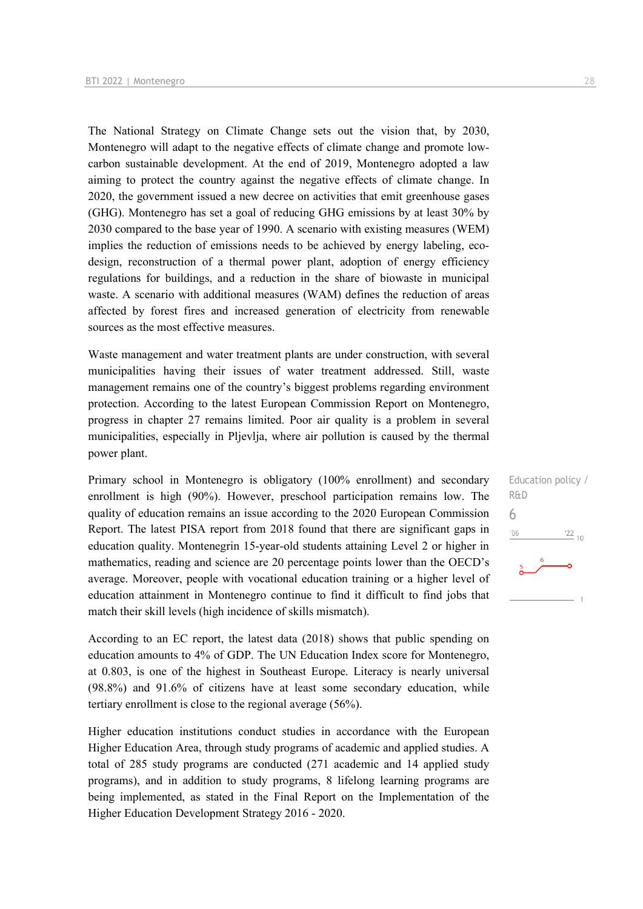The National Strategy on Climate Change sets out the vision that, by 2030, Montenegro will adapt to the negative effects of climate change and promote low-carbon sustainable development. At the end of 2019, Montenegro adopted a law aiming to protect the country against the negative effects of climate change. In 2020, the government issued a new decree on activities that emit greenhouse gases (GHG). Montenegro has set a goal of reducing GHG emissions by at least 30% by 2030 compared to the base year of 1990. A scenario with existing measures (WEM) implies the reduction of emissions needs to be achieved by energy labeling, eco-design, reconstruction of a thermal power plant, adoption of energy efficiency regulations for buildings, and a reduction in the share of biowaste in municipal waste. A scenario with additional measures (WAM) defines the reduction of areas affected by forest fires and increased generation of electricity from renewable sources as the most effective measures.

Waste management and water treatment plants are under construction, with several municipalities having their issues of water treatment addressed. Still, waste management remains one of the country's biggest problems regarding environment protection. According to the latest European Commission Report on Montenegro, progress in chapter 27 remains limited. Poor air quality is a problem in several municipalities, especially in Pljevlja, where air pollution is caused by the thermal power plant.

Education policy / R&D

6

Primary school in Montenegro is obligatory (100% enrollment) and secondary enrollment is high (90%). However, preschool participation remains low. The quality of education remains an issue according to the 2020 European Commission Report. The latest PISA report from 2018 found that there are significant gaps in education quality. Montenegrin 15-year-old students attaining Level 2 or higher in mathematics, reading and science are 20 percentage points lower than the OECD's average. Moreover, people with vocational education training or a higher level of education attainment in Montenegro continue to find it difficult to find jobs that match their skill levels (high incidence of skills mismatch).

According to an EC report, the latest data (2018) shows that public spending on education amounts to 4% of GDP. The UN Education Index score for Montenegro, at 0.803, is one of the highest in Southeast Europe. Literacy is nearly universal (98.8%) and 91.6% of citizens have at least some secondary education, while tertiary enrollment is close to the regional average (56%).

Higher education institutions conduct studies in accordance with the European Higher Education Area, through study programs of academic and applied studies. A total of 285 study programs are conducted (271 academic and 14 applied study programs), and in addition to study programs, 8 lifelong learning programs are being implemented, as stated in the Final Report on the Implementation of the Higher Education Development Strategy 2016 - 2020.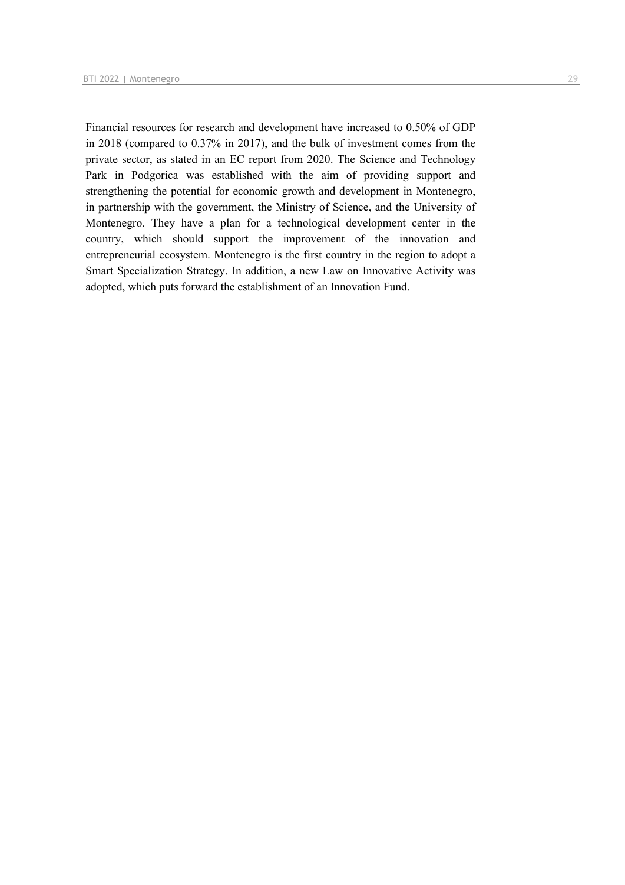Financial resources for research and development have increased to 0.50% of GDP in 2018 (compared to 0.37% in 2017), and the bulk of investment comes from the private sector, as stated in an EC report from 2020. The Science and Technology Park in Podgorica was established with the aim of providing support and strengthening the potential for economic growth and development in Montenegro, in partnership with the government, the Ministry of Science, and the University of Montenegro. They have a plan for a technological development center in the country, which should support the improvement of the innovation and entrepreneurial ecosystem. Montenegro is the first country in the region to adopt a Smart Specialization Strategy. In addition, a new Law on Innovative Activity was adopted, which puts forward the establishment of an Innovation Fund.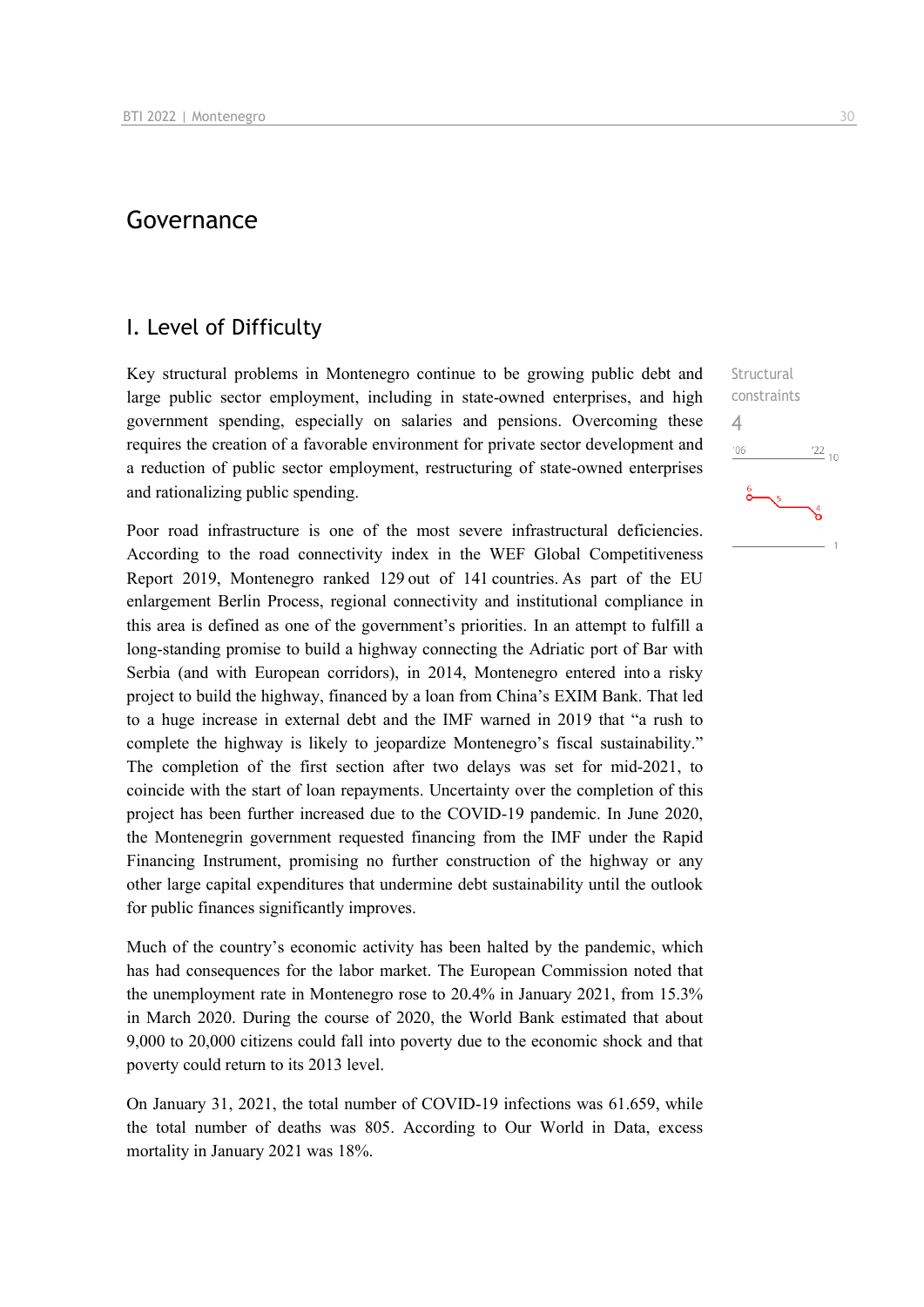# Governance

## I. Level of Difficulty

Key structural problems in Montenegro continue to be growing public debt and large public sector employment, including in state-owned enterprises, and high government spending, especially on salaries and pensions. Overcoming these requires the creation of a favorable environment for private sector development and a reduction of public sector employment, restructuring of state-owned enterprises and rationalizing public spending.

Structural constraints
4

Poor road infrastructure is one of the most severe infrastructural deficiencies. According to the road connectivity index in the WEF Global Competitiveness Report 2019, Montenegro ranked 129 out of 141 countries. As part of the EU enlargement Berlin Process, regional connectivity and institutional compliance in this area is defined as one of the government's priorities. In an attempt to fulfill a long-standing promise to build a highway connecting the Adriatic port of Bar with Serbia (and with European corridors), in 2014, Montenegro entered into a risky project to build the highway, financed by a loan from China's EXIM Bank. That led to a huge increase in external debt and the IMF warned in 2019 that "a rush to complete the highway is likely to jeopardize Montenegro's fiscal sustainability." The completion of the first section after two delays was set for mid-2021, to coincide with the start of loan repayments. Uncertainty over the completion of this project has been further increased due to the COVID-19 pandemic. In June 2020, the Montenegrin government requested financing from the IMF under the Rapid Financing Instrument, promising no further construction of the highway or any other large capital expenditures that undermine debt sustainability until the outlook for public finances significantly improves.

Much of the country's economic activity has been halted by the pandemic, which has had consequences for the labor market. The European Commission noted that the unemployment rate in Montenegro rose to 20.4% in January 2021, from 15.3% in March 2020. During the course of 2020, the World Bank estimated that about 9,000 to 20,000 citizens could fall into poverty due to the economic shock and that poverty could return to its 2013 level.

On January 31, 2021, the total number of COVID-19 infections was 61.659, while the total number of deaths was 805. According to Our World in Data, excess mortality in January 2021 was 18%.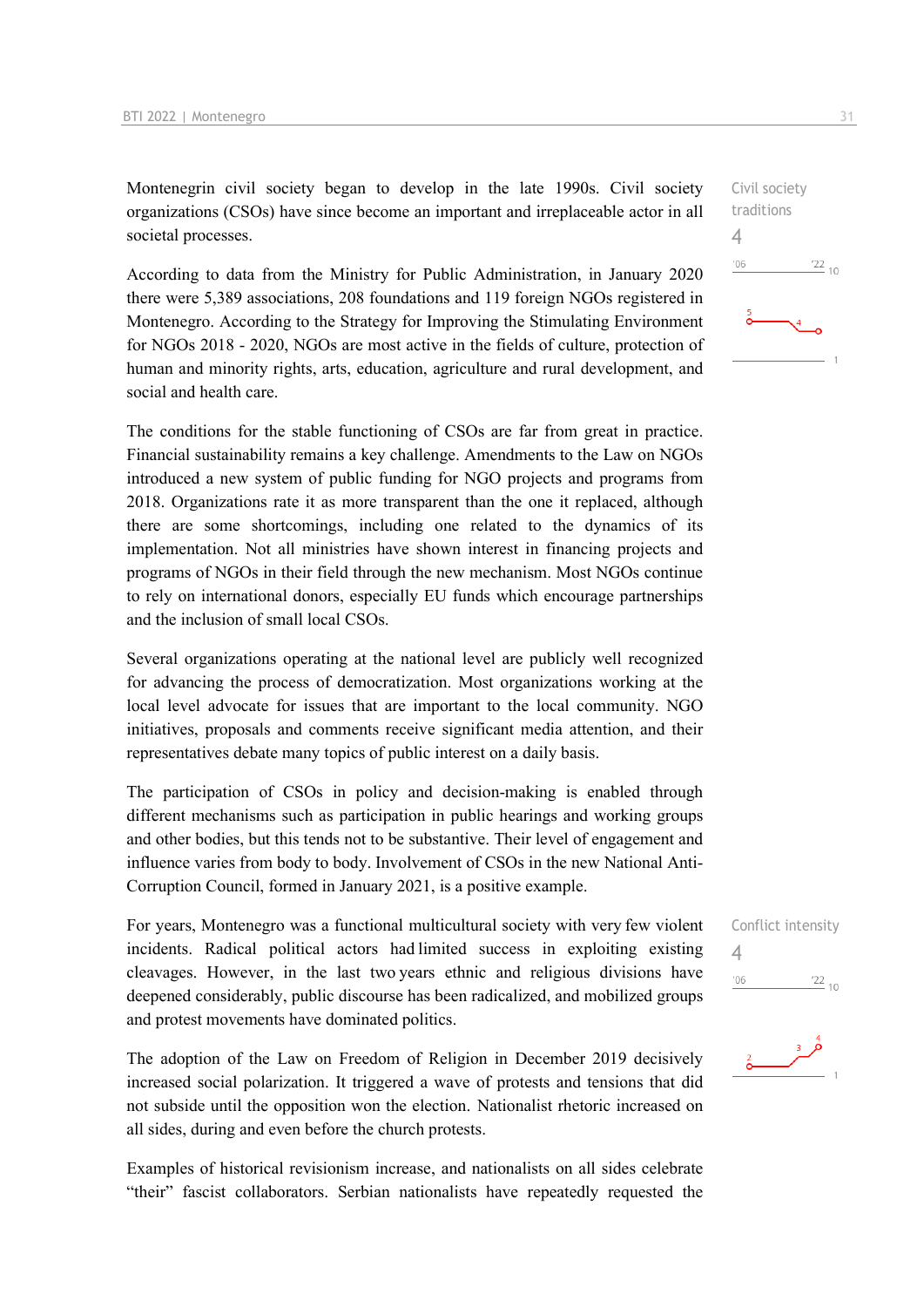Montenegrin civil society began to develop in the late 1990s. Civil society organizations (CSOs) have since become an important and irreplaceable actor in all societal processes.

Civil society traditions

4

According to data from the Ministry for Public Administration, in January 2020 there were 5,389 associations, 208 foundations and 119 foreign NGOs registered in Montenegro. According to the Strategy for Improving the Stimulating Environment for NGOs 2018 - 2020, NGOs are most active in the fields of culture, protection of human and minority rights, arts, education, agriculture and rural development, and social and health care.

The conditions for the stable functioning of CSOs are far from great in practice. Financial sustainability remains a key challenge. Amendments to the Law on NGOs introduced a new system of public funding for NGO projects and programs from 2018. Organizations rate it as more transparent than the one it replaced, although there are some shortcomings, including one related to the dynamics of its implementation. Not all ministries have shown interest in financing projects and programs of NGOs in their field through the new mechanism. Most NGOs continue to rely on international donors, especially EU funds which encourage partnerships and the inclusion of small local CSOs.

Several organizations operating at the national level are publicly well recognized for advancing the process of democratization. Most organizations working at the local level advocate for issues that are important to the local community. NGO initiatives, proposals and comments receive significant media attention, and their representatives debate many topics of public interest on a daily basis.

The participation of CSOs in policy and decision-making is enabled through different mechanisms such as participation in public hearings and working groups and other bodies, but this tends not to be substantive. Their level of engagement and influence varies from body to body. Involvement of CSOs in the new National Anti-Corruption Council, formed in January 2021, is a positive example.

For years, Montenegro was a functional multicultural society with very few violent incidents. Radical political actors had limited success in exploiting existing cleavages. However, in the last two years ethnic and religious divisions have deepened considerably, public discourse has been radicalized, and mobilized groups and protest movements have dominated politics.

Conflict intensity

4

The adoption of the Law on Freedom of Religion in December 2019 decisively increased social polarization. It triggered a wave of protests and tensions that did not subside until the opposition won the election. Nationalist rhetoric increased on all sides, during and even before the church protests.

Examples of historical revisionism increase, and nationalists on all sides celebrate "their" fascist collaborators. Serbian nationalists have repeatedly requested the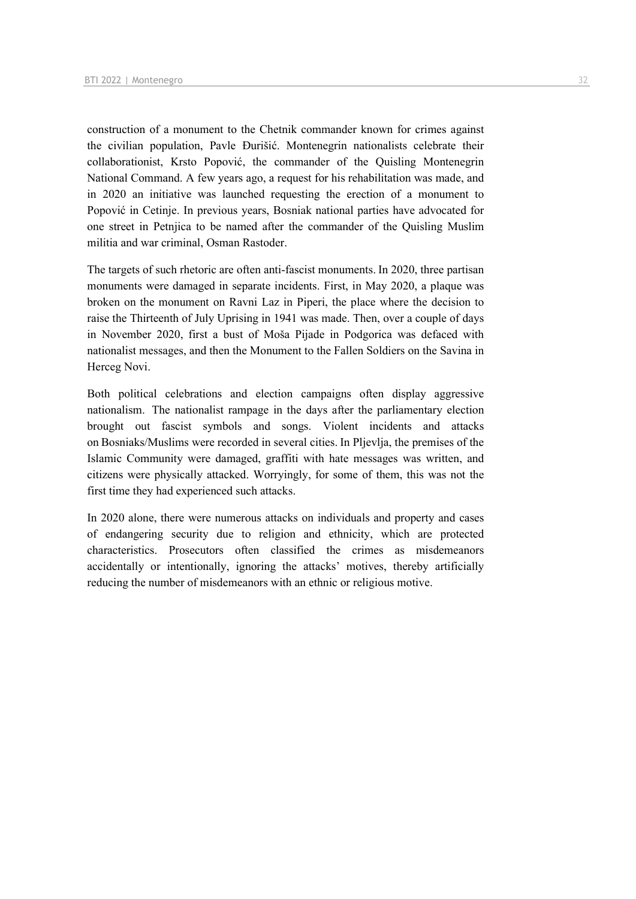construction of a monument to the Chetnik commander known for crimes against the civilian population, Pavle Đurišić. Montenegrin nationalists celebrate their collaborationist, Krsto Popović, the commander of the Quisling Montenegrin National Command. A few years ago, a request for his rehabilitation was made, and in 2020 an initiative was launched requesting the erection of a monument to Popović in Cetinje. In previous years, Bosniak national parties have advocated for one street in Petnjica to be named after the commander of the Quisling Muslim militia and war criminal, Osman Rastoder.

The targets of such rhetoric are often anti-fascist monuments. In 2020, three partisan monuments were damaged in separate incidents. First, in May 2020, a plaque was broken on the monument on Ravni Laz in Piperi, the place where the decision to raise the Thirteenth of July Uprising in 1941 was made. Then, over a couple of days in November 2020, first a bust of Moša Pijade in Podgorica was defaced with nationalist messages, and then the Monument to the Fallen Soldiers on the Savina in Herceg Novi.

Both political celebrations and election campaigns often display aggressive nationalism. The nationalist rampage in the days after the parliamentary election brought out fascist symbols and songs. Violent incidents and attacks on Bosniaks/Muslims were recorded in several cities. In Pljevlja, the premises of the Islamic Community were damaged, graffiti with hate messages was written, and citizens were physically attacked. Worryingly, for some of them, this was not the first time they had experienced such attacks.

In 2020 alone, there were numerous attacks on individuals and property and cases of endangering security due to religion and ethnicity, which are protected characteristics. Prosecutors often classified the crimes as misdemeanors accidentally or intentionally, ignoring the attacks' motives, thereby artificially reducing the number of misdemeanors with an ethnic or religious motive.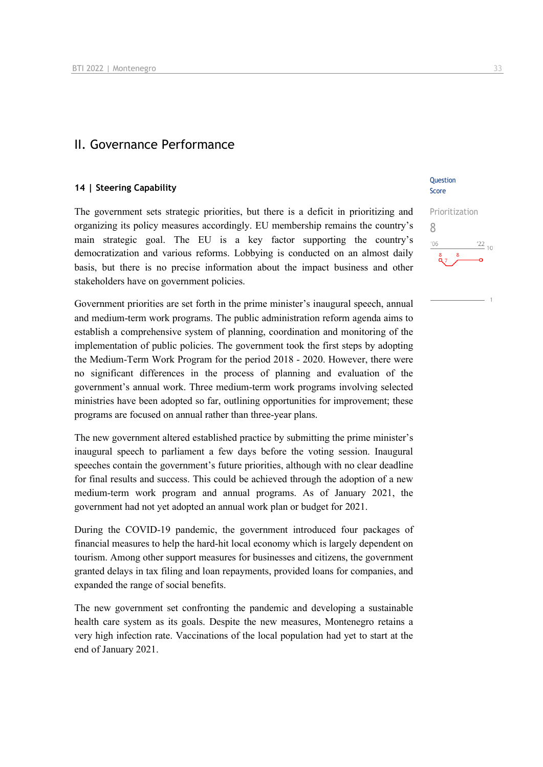# II. Governance Performance

## 14 | Steering Capability

Question Score

The government sets strategic priorities, but there is a deficit in prioritizing and organizing its policy measures accordingly. EU membership remains the country's main strategic goal. The EU is a key factor supporting the country's democratization and various reforms. Lobbying is conducted on an almost daily basis, but there is no precise information about the impact business and other stakeholders have on government policies.

Prioritization
8

Government priorities are set forth in the prime minister's inaugural speech, annual and medium-term work programs. The public administration reform agenda aims to establish a comprehensive system of planning, coordination and monitoring of the implementation of public policies. The government took the first steps by adopting the Medium-Term Work Program for the period 2018 - 2020. However, there were no significant differences in the process of planning and evaluation of the government's annual work. Three medium-term work programs involving selected ministries have been adopted so far, outlining opportunities for improvement; these programs are focused on annual rather than three-year plans.

The new government altered established practice by submitting the prime minister's inaugural speech to parliament a few days before the voting session. Inaugural speeches contain the government's future priorities, although with no clear deadline for final results and success. This could be achieved through the adoption of a new medium-term work program and annual programs. As of January 2021, the government had not yet adopted an annual work plan or budget for 2021.

During the COVID-19 pandemic, the government introduced four packages of financial measures to help the hard-hit local economy which is largely dependent on tourism. Among other support measures for businesses and citizens, the government granted delays in tax filing and loan repayments, provided loans for companies, and expanded the range of social benefits.

The new government set confronting the pandemic and developing a sustainable health care system as its goals. Despite the new measures, Montenegro retains a very high infection rate. Vaccinations of the local population had yet to start at the end of January 2021.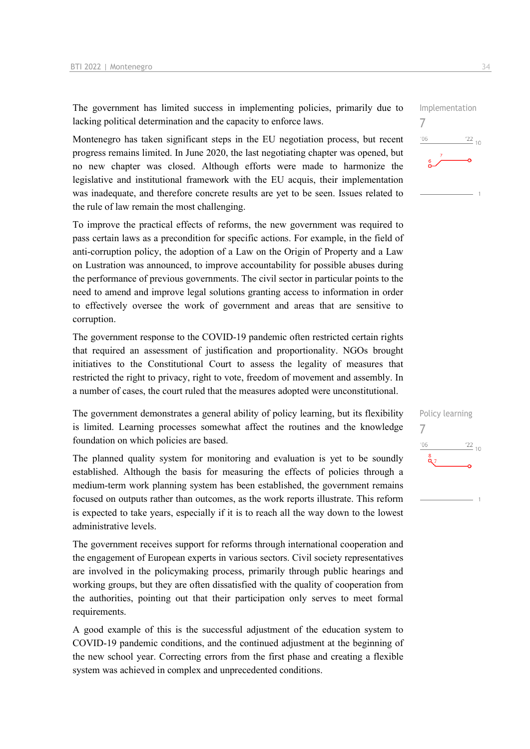The government has limited success in implementing policies, primarily due to lacking political determination and the capacity to enforce laws.

Implementation
7

Montenegro has taken significant steps in the EU negotiation process, but recent progress remains limited. In June 2020, the last negotiating chapter was opened, but no new chapter was closed. Although efforts were made to harmonize the legislative and institutional framework with the EU acquis, their implementation was inadequate, and therefore concrete results are yet to be seen. Issues related to the rule of law remain the most challenging.

To improve the practical effects of reforms, the new government was required to pass certain laws as a precondition for specific actions. For example, in the field of anti-corruption policy, the adoption of a Law on the Origin of Property and a Law on Lustration was announced, to improve accountability for possible abuses during the performance of previous governments. The civil sector in particular points to the need to amend and improve legal solutions granting access to information in order to effectively oversee the work of government and areas that are sensitive to corruption.

The government response to the COVID-19 pandemic often restricted certain rights that required an assessment of justification and proportionality. NGOs brought initiatives to the Constitutional Court to assess the legality of measures that restricted the right to privacy, right to vote, freedom of movement and assembly. In a number of cases, the court ruled that the measures adopted were unconstitutional.

The government demonstrates a general ability of policy learning, but its flexibility is limited. Learning processes somewhat affect the routines and the knowledge foundation on which policies are based.

Policy learning
7

The planned quality system for monitoring and evaluation is yet to be soundly established. Although the basis for measuring the effects of policies through a medium-term work planning system has been established, the government remains focused on outputs rather than outcomes, as the work reports illustrate. This reform is expected to take years, especially if it is to reach all the way down to the lowest administrative levels.

The government receives support for reforms through international cooperation and the engagement of European experts in various sectors. Civil society representatives are involved in the policymaking process, primarily through public hearings and working groups, but they are often dissatisfied with the quality of cooperation from the authorities, pointing out that their participation only serves to meet formal requirements.

A good example of this is the successful adjustment of the education system to COVID-19 pandemic conditions, and the continued adjustment at the beginning of the new school year. Correcting errors from the first phase and creating a flexible system was achieved in complex and unprecedented conditions.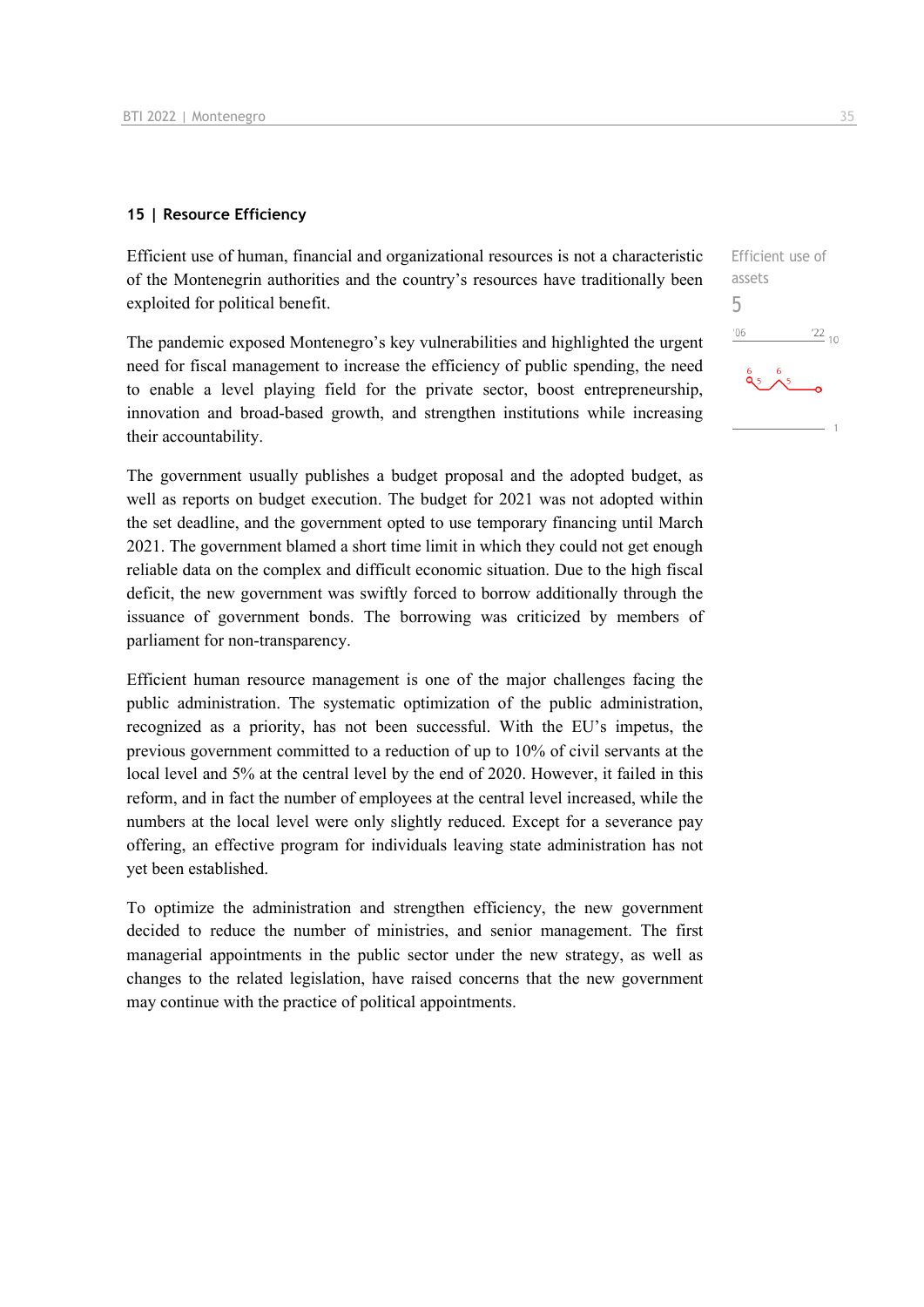## 15 | Resource Efficiency

Efficient use of assets

5

Efficient use of human, financial and organizational resources is not a characteristic of the Montenegrin authorities and the country's resources have traditionally been exploited for political benefit.

The pandemic exposed Montenegro's key vulnerabilities and highlighted the urgent need for fiscal management to increase the efficiency of public spending, the need to enable a level playing field for the private sector, boost entrepreneurship, innovation and broad-based growth, and strengthen institutions while increasing their accountability.

The government usually publishes a budget proposal and the adopted budget, as well as reports on budget execution. The budget for 2021 was not adopted within the set deadline, and the government opted to use temporary financing until March 2021. The government blamed a short time limit in which they could not get enough reliable data on the complex and difficult economic situation. Due to the high fiscal deficit, the new government was swiftly forced to borrow additionally through the issuance of government bonds. The borrowing was criticized by members of parliament for non-transparency.

Efficient human resource management is one of the major challenges facing the public administration. The systematic optimization of the public administration, recognized as a priority, has not been successful. With the EU's impetus, the previous government committed to a reduction of up to 10% of civil servants at the local level and 5% at the central level by the end of 2020. However, it failed in this reform, and in fact the number of employees at the central level increased, while the numbers at the local level were only slightly reduced. Except for a severance pay offering, an effective program for individuals leaving state administration has not yet been established.

To optimize the administration and strengthen efficiency, the new government decided to reduce the number of ministries, and senior management. The first managerial appointments in the public sector under the new strategy, as well as changes to the related legislation, have raised concerns that the new government may continue with the practice of political appointments.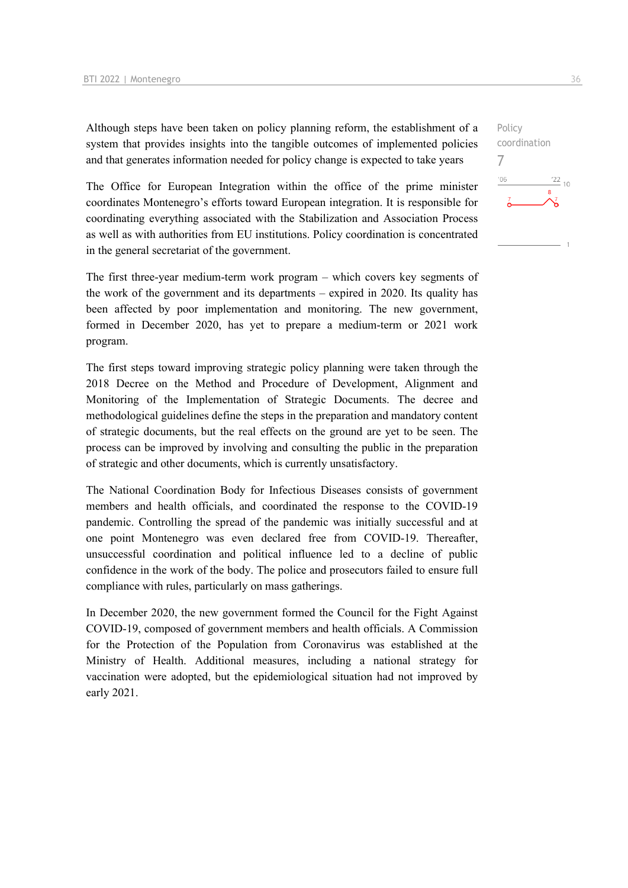Although steps have been taken on policy planning reform, the establishment of a system that provides insights into the tangible outcomes of implemented policies and that generates information needed for policy change is expected to take years

Policy coordination

7

The Office for European Integration within the office of the prime minister coordinates Montenegro's efforts toward European integration. It is responsible for coordinating everything associated with the Stabilization and Association Process as well as with authorities from EU institutions. Policy coordination is concentrated in the general secretariat of the government.

The first three-year medium-term work program – which covers key segments of the work of the government and its departments – expired in 2020. Its quality has been affected by poor implementation and monitoring. The new government, formed in December 2020, has yet to prepare a medium-term or 2021 work program.

The first steps toward improving strategic policy planning were taken through the 2018 Decree on the Method and Procedure of Development, Alignment and Monitoring of the Implementation of Strategic Documents. The decree and methodological guidelines define the steps in the preparation and mandatory content of strategic documents, but the real effects on the ground are yet to be seen. The process can be improved by involving and consulting the public in the preparation of strategic and other documents, which is currently unsatisfactory.

The National Coordination Body for Infectious Diseases consists of government members and health officials, and coordinated the response to the COVID-19 pandemic. Controlling the spread of the pandemic was initially successful and at one point Montenegro was even declared free from COVID-19. Thereafter, unsuccessful coordination and political influence led to a decline of public confidence in the work of the body. The police and prosecutors failed to ensure full compliance with rules, particularly on mass gatherings.

In December 2020, the new government formed the Council for the Fight Against COVID-19, composed of government members and health officials. A Commission for the Protection of the Population from Coronavirus was established at the Ministry of Health. Additional measures, including a national strategy for vaccination were adopted, but the epidemiological situation had not improved by early 2021.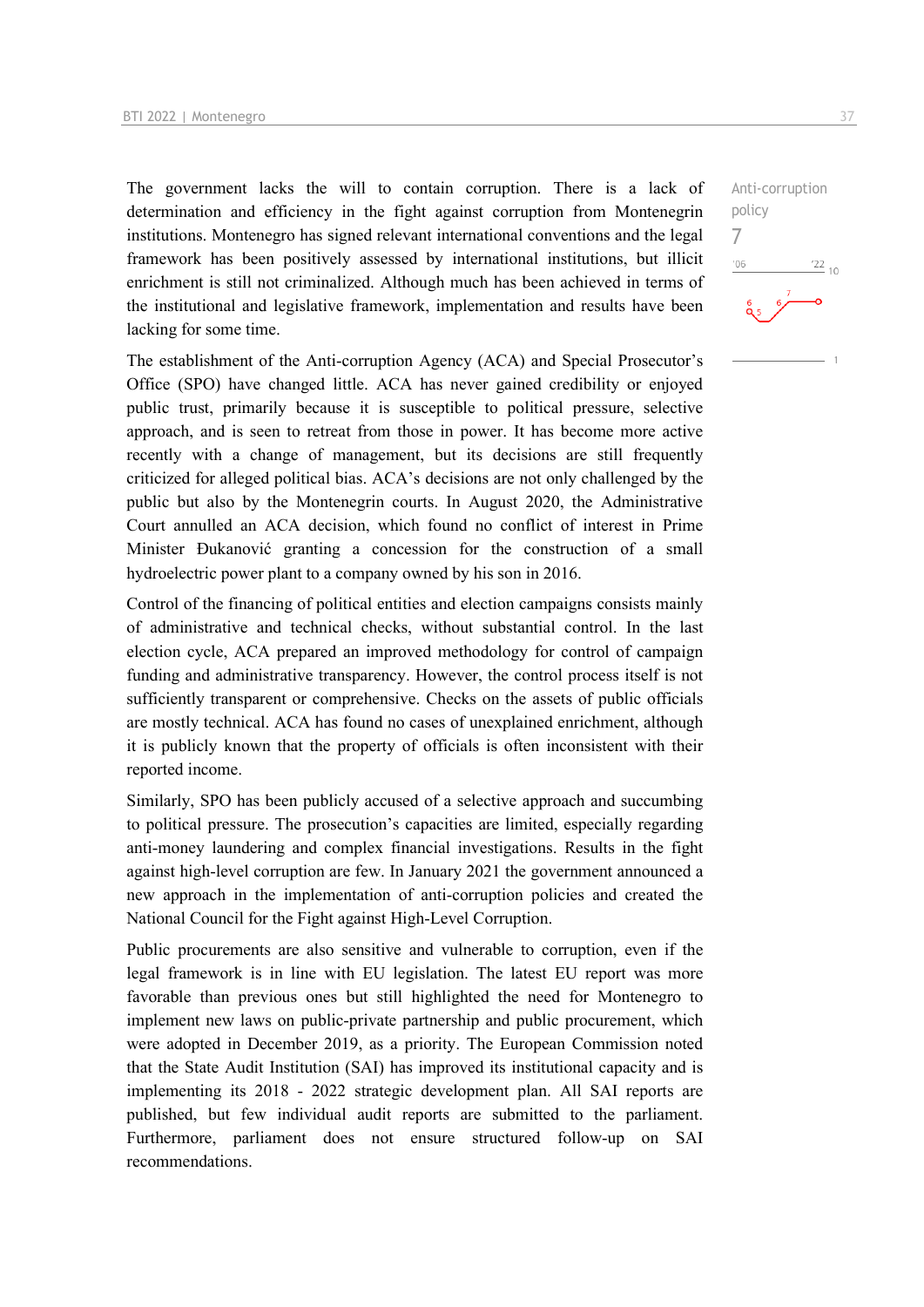The government lacks the will to contain corruption. There is a lack of determination and efficiency in the fight against corruption from Montenegrin institutions. Montenegro has signed relevant international conventions and the legal framework has been positively assessed by international institutions, but illicit enrichment is still not criminalized. Although much has been achieved in terms of the institutional and legislative framework, implementation and results have been lacking for some time.

Anti-corruption policy
7

The establishment of the Anti-corruption Agency (ACA) and Special Prosecutor's Office (SPO) have changed little. ACA has never gained credibility or enjoyed public trust, primarily because it is susceptible to political pressure, selective approach, and is seen to retreat from those in power. It has become more active recently with a change of management, but its decisions are still frequently criticized for alleged political bias. ACA's decisions are not only challenged by the public but also by the Montenegrin courts. In August 2020, the Administrative Court annulled an ACA decision, which found no conflict of interest in Prime Minister Đukanović granting a concession for the construction of a small hydroelectric power plant to a company owned by his son in 2016.

Control of the financing of political entities and election campaigns consists mainly of administrative and technical checks, without substantial control. In the last election cycle, ACA prepared an improved methodology for control of campaign funding and administrative transparency. However, the control process itself is not sufficiently transparent or comprehensive. Checks on the assets of public officials are mostly technical. ACA has found no cases of unexplained enrichment, although it is publicly known that the property of officials is often inconsistent with their reported income.

Similarly, SPO has been publicly accused of a selective approach and succumbing to political pressure. The prosecution's capacities are limited, especially regarding anti-money laundering and complex financial investigations. Results in the fight against high-level corruption are few. In January 2021 the government announced a new approach in the implementation of anti-corruption policies and created the National Council for the Fight against High-Level Corruption.

Public procurements are also sensitive and vulnerable to corruption, even if the legal framework is in line with EU legislation. The latest EU report was more favorable than previous ones but still highlighted the need for Montenegro to implement new laws on public-private partnership and public procurement, which were adopted in December 2019, as a priority. The European Commission noted that the State Audit Institution (SAI) has improved its institutional capacity and is implementing its 2018 - 2022 strategic development plan. All SAI reports are published, but few individual audit reports are submitted to the parliament. Furthermore, parliament does not ensure structured follow-up on SAI recommendations.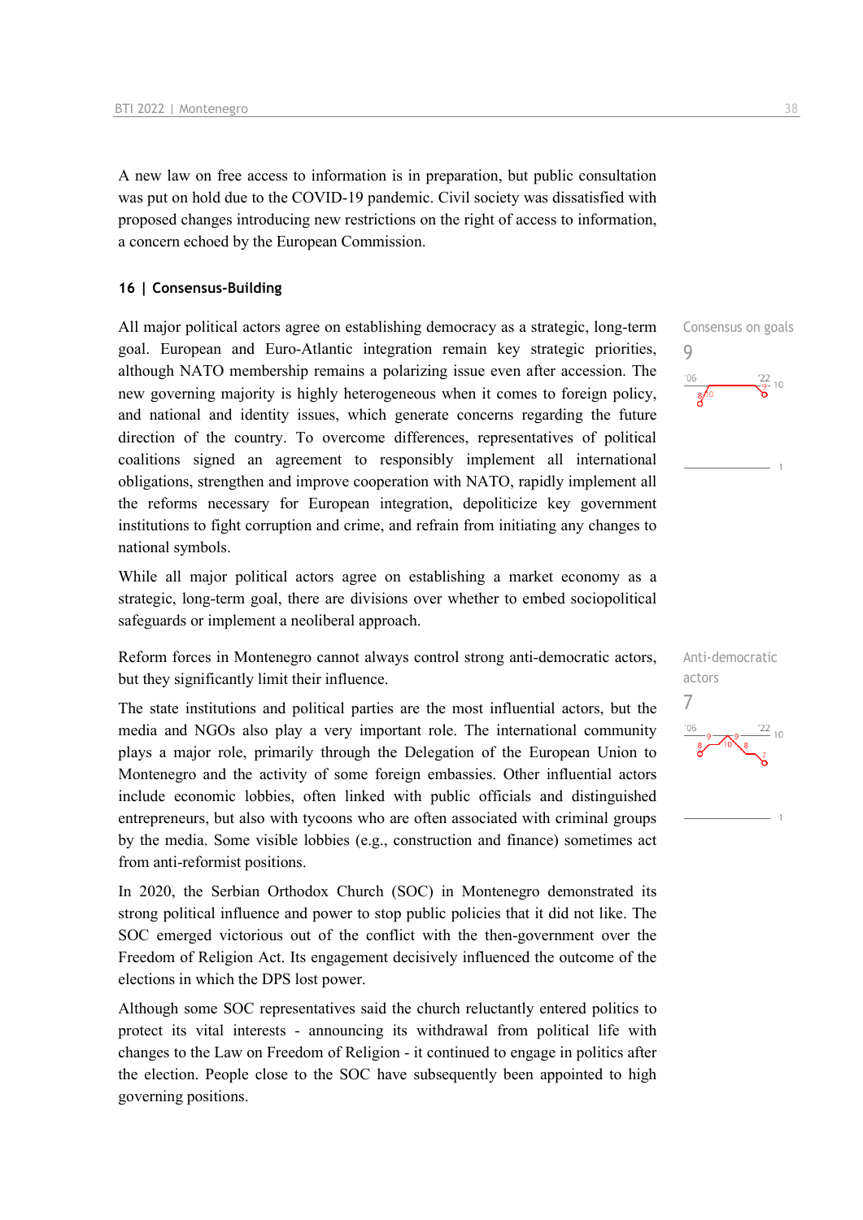A new law on free access to information is in preparation, but public consultation was put on hold due to the COVID-19 pandemic. Civil society was dissatisfied with proposed changes introducing new restrictions on the right of access to information, a concern echoed by the European Commission.

## 16 | Consensus-Building

Consensus on goals
9

All major political actors agree on establishing democracy as a strategic, long-term goal. European and Euro-Atlantic integration remain key strategic priorities, although NATO membership remains a polarizing issue even after accession. The new governing majority is highly heterogeneous when it comes to foreign policy, and national and identity issues, which generate concerns regarding the future direction of the country. To overcome differences, representatives of political coalitions signed an agreement to responsibly implement all international obligations, strengthen and improve cooperation with NATO, rapidly implement all the reforms necessary for European integration, depoliticize key government institutions to fight corruption and crime, and refrain from initiating any changes to national symbols.

While all major political actors agree on establishing a market economy as a strategic, long-term goal, there are divisions over whether to embed sociopolitical safeguards or implement a neoliberal approach.

Anti-democratic actors
7

Reform forces in Montenegro cannot always control strong anti-democratic actors, but they significantly limit their influence.

The state institutions and political parties are the most influential actors, but the media and NGOs also play a very important role. The international community plays a major role, primarily through the Delegation of the European Union to Montenegro and the activity of some foreign embassies. Other influential actors include economic lobbies, often linked with public officials and distinguished entrepreneurs, but also with tycoons who are often associated with criminal groups by the media. Some visible lobbies (e.g., construction and finance) sometimes act from anti-reformist positions.

In 2020, the Serbian Orthodox Church (SOC) in Montenegro demonstrated its strong political influence and power to stop public policies that it did not like. The SOC emerged victorious out of the conflict with the then-government over the Freedom of Religion Act. Its engagement decisively influenced the outcome of the elections in which the DPS lost power.

Although some SOC representatives said the church reluctantly entered politics to protect its vital interests - announcing its withdrawal from political life with changes to the Law on Freedom of Religion - it continued to engage in politics after the election. People close to the SOC have subsequently been appointed to high governing positions.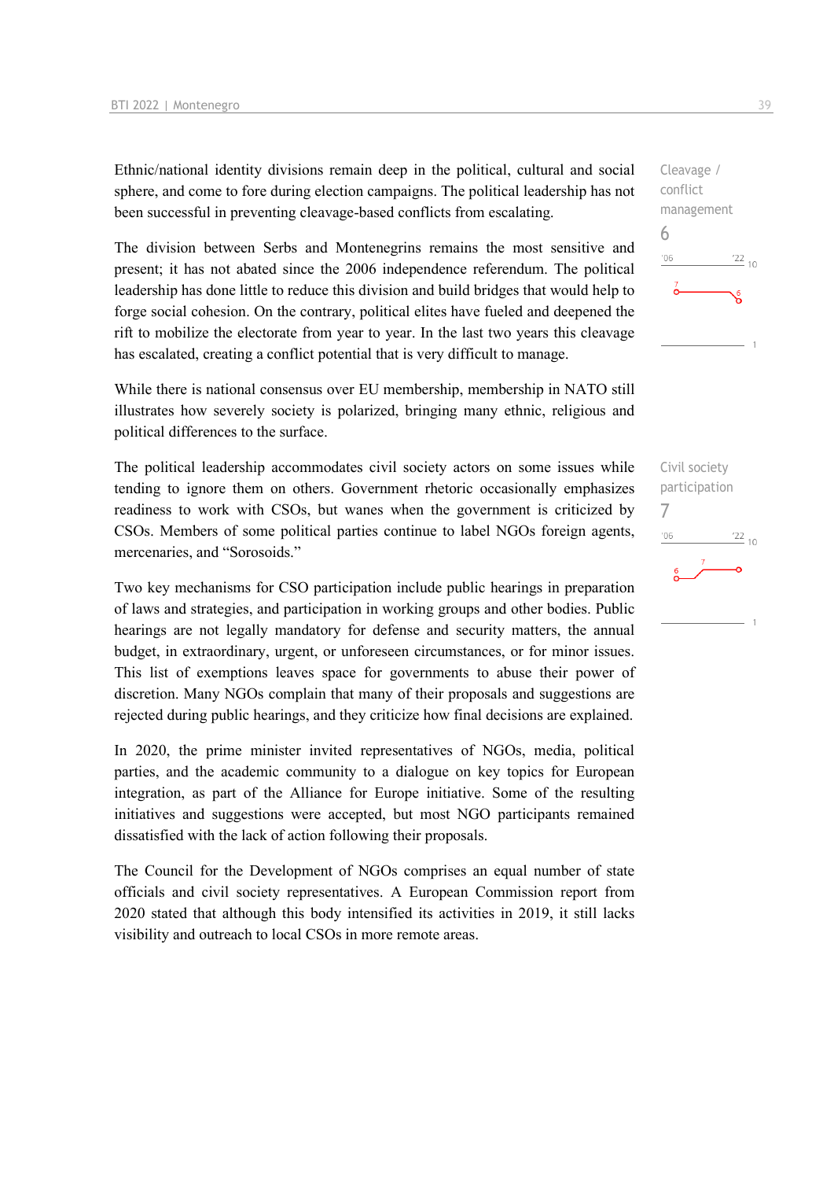Ethnic/national identity divisions remain deep in the political, cultural and social sphere, and come to fore during election campaigns. The political leadership has not been successful in preventing cleavage-based conflicts from escalating.

Cleavage / conflict management
6

The division between Serbs and Montenegrins remains the most sensitive and present; it has not abated since the 2006 independence referendum. The political leadership has done little to reduce this division and build bridges that would help to forge social cohesion. On the contrary, political elites have fueled and deepened the rift to mobilize the electorate from year to year. In the last two years this cleavage has escalated, creating a conflict potential that is very difficult to manage.

While there is national consensus over EU membership, membership in NATO still illustrates how severely society is polarized, bringing many ethnic, religious and political differences to the surface.

The political leadership accommodates civil society actors on some issues while tending to ignore them on others. Government rhetoric occasionally emphasizes readiness to work with CSOs, but wanes when the government is criticized by CSOs. Members of some political parties continue to label NGOs foreign agents, mercenaries, and "Sorosoids."

Civil society participation
7

Two key mechanisms for CSO participation include public hearings in preparation of laws and strategies, and participation in working groups and other bodies. Public hearings are not legally mandatory for defense and security matters, the annual budget, in extraordinary, urgent, or unforeseen circumstances, or for minor issues. This list of exemptions leaves space for governments to abuse their power of discretion. Many NGOs complain that many of their proposals and suggestions are rejected during public hearings, and they criticize how final decisions are explained.

In 2020, the prime minister invited representatives of NGOs, media, political parties, and the academic community to a dialogue on key topics for European integration, as part of the Alliance for Europe initiative. Some of the resulting initiatives and suggestions were accepted, but most NGO participants remained dissatisfied with the lack of action following their proposals.

The Council for the Development of NGOs comprises an equal number of state officials and civil society representatives. A European Commission report from 2020 stated that although this body intensified its activities in 2019, it still lacks visibility and outreach to local CSOs in more remote areas.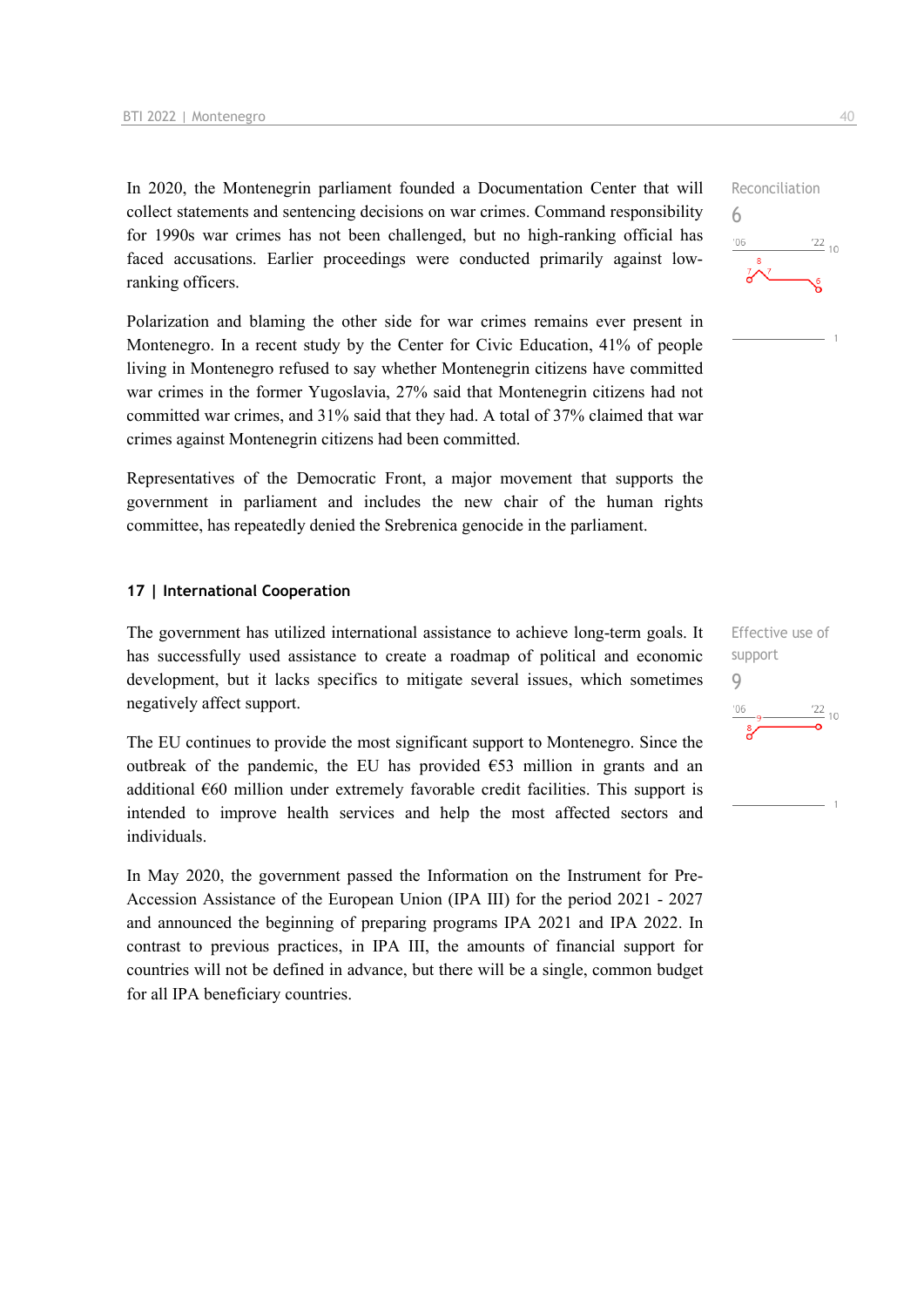In 2020, the Montenegrin parliament founded a Documentation Center that will collect statements and sentencing decisions on war crimes. Command responsibility for 1990s war crimes has not been challenged, but no high-ranking official has faced accusations. Earlier proceedings were conducted primarily against low-ranking officers.

Reconciliation
6

Polarization and blaming the other side for war crimes remains ever present in Montenegro. In a recent study by the Center for Civic Education, 41% of people living in Montenegro refused to say whether Montenegrin citizens have committed war crimes in the former Yugoslavia, 27% said that Montenegrin citizens had not committed war crimes, and 31% said that they had. A total of 37% claimed that war crimes against Montenegrin citizens had been committed.

Representatives of the Democratic Front, a major movement that supports the government in parliament and includes the new chair of the human rights committee, has repeatedly denied the Srebrenica genocide in the parliament.

## 17 | International Cooperation

The government has utilized international assistance to achieve long-term goals. It has successfully used assistance to create a roadmap of political and economic development, but it lacks specifics to mitigate several issues, which sometimes negatively affect support.

Effective use of support
9

The EU continues to provide the most significant support to Montenegro. Since the outbreak of the pandemic, the EU has provided €53 million in grants and an additional €60 million under extremely favorable credit facilities. This support is intended to improve health services and help the most affected sectors and individuals.

In May 2020, the government passed the Information on the Instrument for Pre-Accession Assistance of the European Union (IPA III) for the period 2021 - 2027 and announced the beginning of preparing programs IPA 2021 and IPA 2022. In contrast to previous practices, in IPA III, the amounts of financial support for countries will not be defined in advance, but there will be a single, common budget for all IPA beneficiary countries.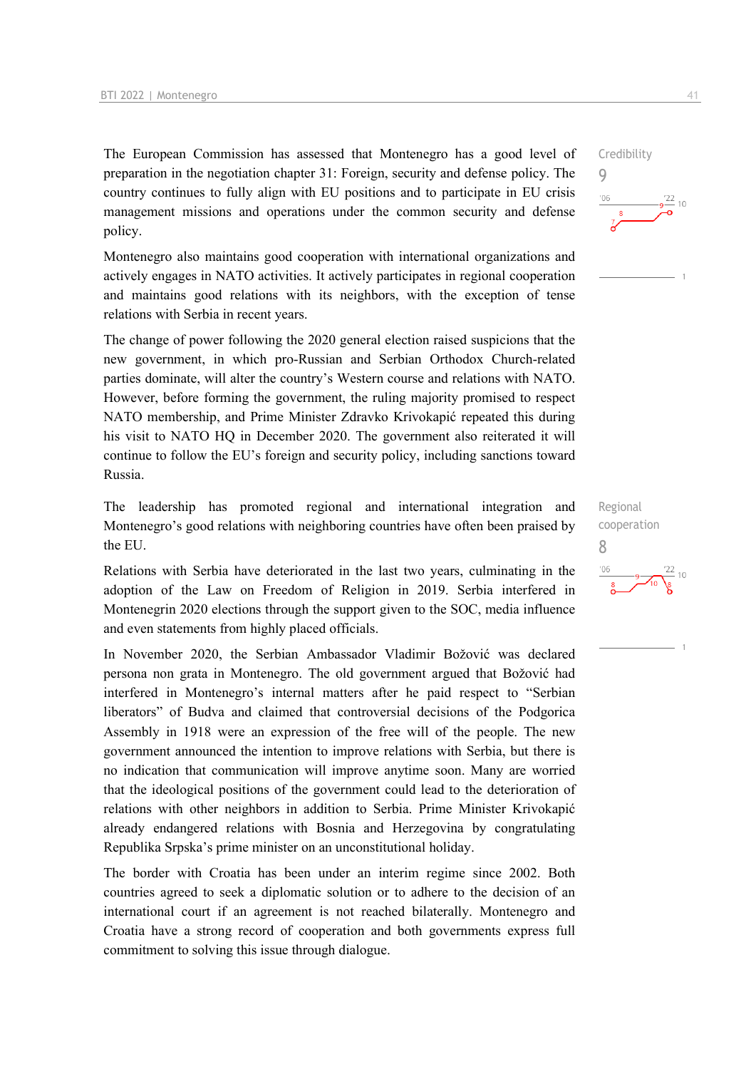The European Commission has assessed that Montenegro has a good level of preparation in the negotiation chapter 31: Foreign, security and defense policy. The country continues to fully align with EU positions and to participate in EU crisis management missions and operations under the common security and defense policy.

Credibility
9

Montenegro also maintains good cooperation with international organizations and actively engages in NATO activities. It actively participates in regional cooperation and maintains good relations with its neighbors, with the exception of tense relations with Serbia in recent years.

The change of power following the 2020 general election raised suspicions that the new government, in which pro-Russian and Serbian Orthodox Church-related parties dominate, will alter the country's Western course and relations with NATO. However, before forming the government, the ruling majority promised to respect NATO membership, and Prime Minister Zdravko Krivokapić repeated this during his visit to NATO HQ in December 2020. The government also reiterated it will continue to follow the EU's foreign and security policy, including sanctions toward Russia.

The leadership has promoted regional and international integration and Montenegro's good relations with neighboring countries have often been praised by the EU.

Regional cooperation
8

Relations with Serbia have deteriorated in the last two years, culminating in the adoption of the Law on Freedom of Religion in 2019. Serbia interfered in Montenegrin 2020 elections through the support given to the SOC, media influence and even statements from highly placed officials.

In November 2020, the Serbian Ambassador Vladimir Božović was declared persona non grata in Montenegro. The old government argued that Božović had interfered in Montenegro's internal matters after he paid respect to "Serbian liberators" of Budva and claimed that controversial decisions of the Podgorica Assembly in 1918 were an expression of the free will of the people. The new government announced the intention to improve relations with Serbia, but there is no indication that communication will improve anytime soon. Many are worried that the ideological positions of the government could lead to the deterioration of relations with other neighbors in addition to Serbia. Prime Minister Krivokapić already endangered relations with Bosnia and Herzegovina by congratulating Republika Srpska's prime minister on an unconstitutional holiday.

The border with Croatia has been under an interim regime since 2002. Both countries agreed to seek a diplomatic solution or to adhere to the decision of an international court if an agreement is not reached bilaterally. Montenegro and Croatia have a strong record of cooperation and both governments express full commitment to solving this issue through dialogue.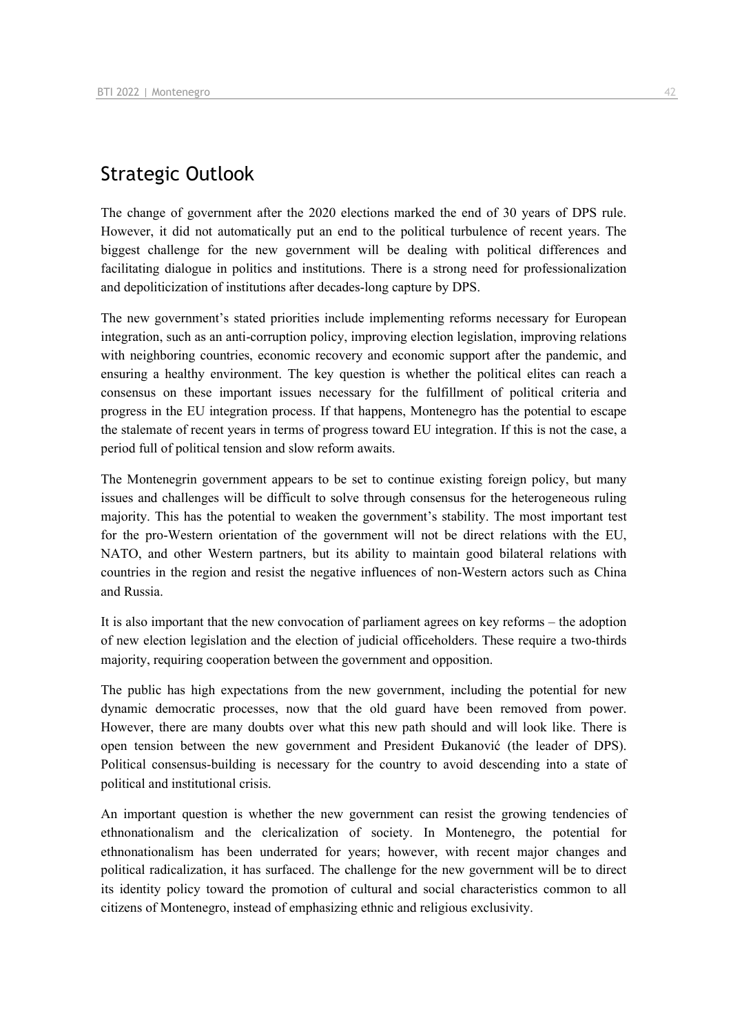## Strategic Outlook

The change of government after the 2020 elections marked the end of 30 years of DPS rule. However, it did not automatically put an end to the political turbulence of recent years. The biggest challenge for the new government will be dealing with political differences and facilitating dialogue in politics and institutions. There is a strong need for professionalization and depoliticization of institutions after decades-long capture by DPS.

The new government's stated priorities include implementing reforms necessary for European integration, such as an anti-corruption policy, improving election legislation, improving relations with neighboring countries, economic recovery and economic support after the pandemic, and ensuring a healthy environment. The key question is whether the political elites can reach a consensus on these important issues necessary for the fulfillment of political criteria and progress in the EU integration process. If that happens, Montenegro has the potential to escape the stalemate of recent years in terms of progress toward EU integration. If this is not the case, a period full of political tension and slow reform awaits.

The Montenegrin government appears to be set to continue existing foreign policy, but many issues and challenges will be difficult to solve through consensus for the heterogeneous ruling majority. This has the potential to weaken the government's stability. The most important test for the pro-Western orientation of the government will not be direct relations with the EU, NATO, and other Western partners, but its ability to maintain good bilateral relations with countries in the region and resist the negative influences of non-Western actors such as China and Russia.

It is also important that the new convocation of parliament agrees on key reforms – the adoption of new election legislation and the election of judicial officeholders. These require a two-thirds majority, requiring cooperation between the government and opposition.

The public has high expectations from the new government, including the potential for new dynamic democratic processes, now that the old guard have been removed from power. However, there are many doubts over what this new path should and will look like. There is open tension between the new government and President Đukanović (the leader of DPS). Political consensus-building is necessary for the country to avoid descending into a state of political and institutional crisis.

An important question is whether the new government can resist the growing tendencies of ethnonationalism and the clericalization of society. In Montenegro, the potential for ethnonationalism has been underrated for years; however, with recent major changes and political radicalization, it has surfaced. The challenge for the new government will be to direct its identity policy toward the promotion of cultural and social characteristics common to all citizens of Montenegro, instead of emphasizing ethnic and religious exclusivity.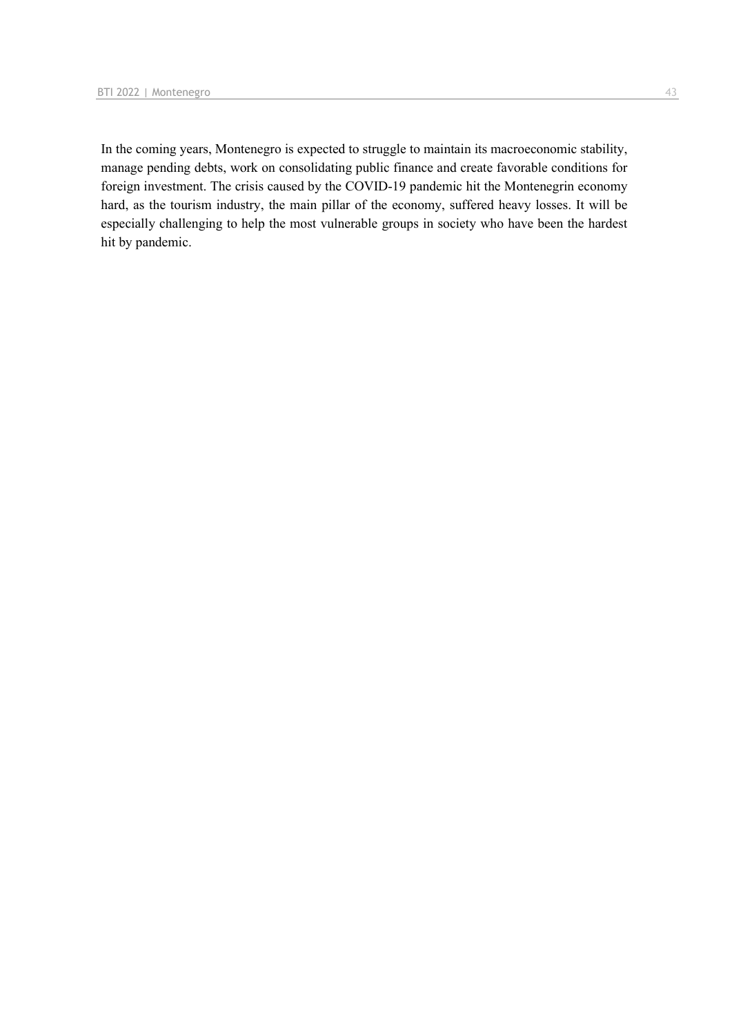In the coming years, Montenegro is expected to struggle to maintain its macroeconomic stability, manage pending debts, work on consolidating public finance and create favorable conditions for foreign investment. The crisis caused by the COVID-19 pandemic hit the Montenegrin economy hard, as the tourism industry, the main pillar of the economy, suffered heavy losses. It will be especially challenging to help the most vulnerable groups in society who have been the hardest hit by pandemic.